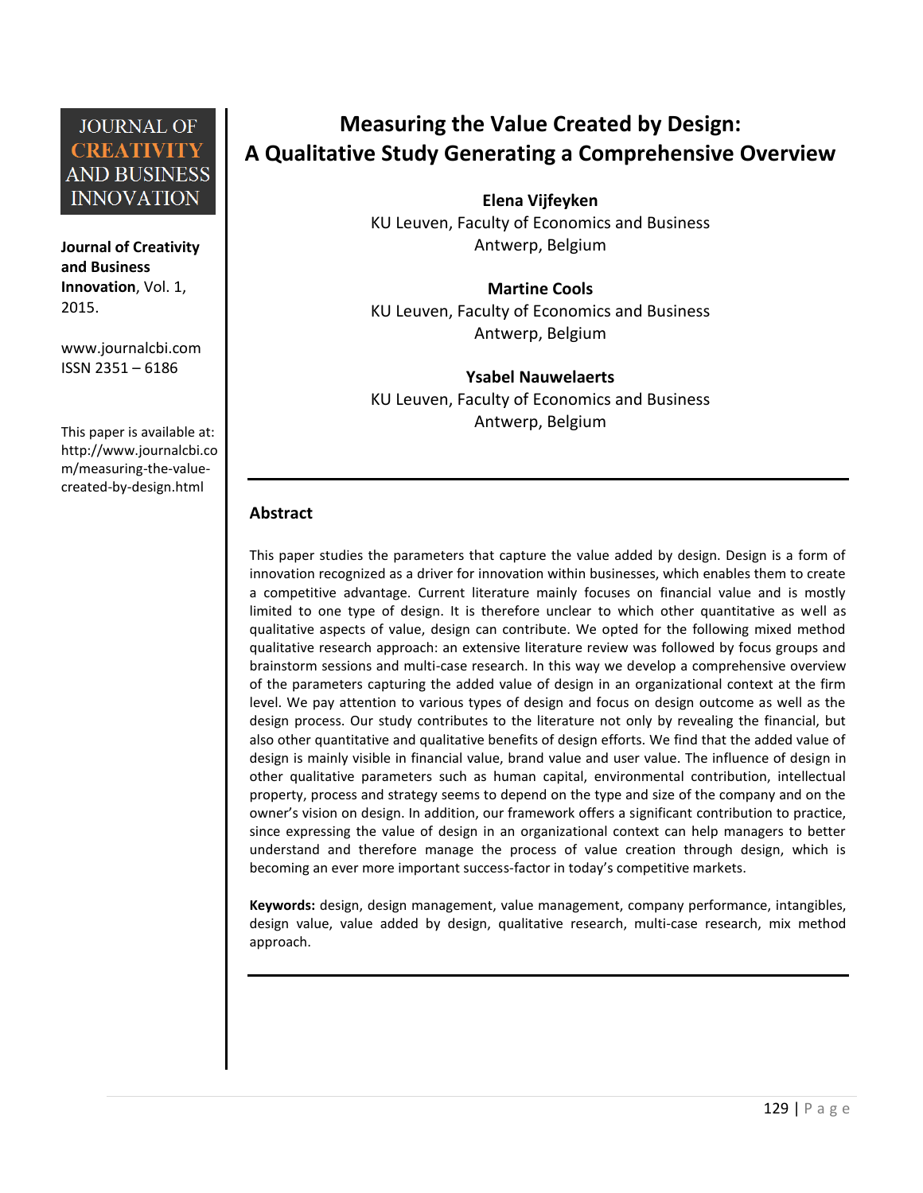**JOURNAL OF CREATIVITY AND BUSINESS INNOVATION**

**Journal of Creativity and Business Innovation**, Vol. 1, 2015.

www.journalcbi.com
ISSN 2351 – 6186

This paper is available at: http://www.journalcbi.com/measuring-the-value-created-by-design.html

# Measuring the Value Created by Design: A Qualitative Study Generating a Comprehensive Overview

**Elena Vijfeyken**
KU Leuven, Faculty of Economics and Business
Antwerp, Belgium

**Martine Cools**
KU Leuven, Faculty of Economics and Business
Antwerp, Belgium

**Ysabel Nauwelaerts**
KU Leuven, Faculty of Economics and Business
Antwerp, Belgium

## Abstract

This paper studies the parameters that capture the value added by design. Design is a form of innovation recognized as a driver for innovation within businesses, which enables them to create a competitive advantage. Current literature mainly focuses on financial value and is mostly limited to one type of design. It is therefore unclear to which other quantitative as well as qualitative aspects of value, design can contribute. We opted for the following mixed method qualitative research approach: an extensive literature review was followed by focus groups and brainstorm sessions and multi-case research. In this way we develop a comprehensive overview of the parameters capturing the added value of design in an organizational context at the firm level. We pay attention to various types of design and focus on design outcome as well as the design process. Our study contributes to the literature not only by revealing the financial, but also other quantitative and qualitative benefits of design efforts. We find that the added value of design is mainly visible in financial value, brand value and user value. The influence of design in other qualitative parameters such as human capital, environmental contribution, intellectual property, process and strategy seems to depend on the type and size of the company and on the owner's vision on design. In addition, our framework offers a significant contribution to practice, since expressing the value of design in an organizational context can help managers to better understand and therefore manage the process of value creation through design, which is becoming an ever more important success-factor in today's competitive markets.

**Keywords:** design, design management, value management, company performance, intangibles, design value, value added by design, qualitative research, multi-case research, mix method approach.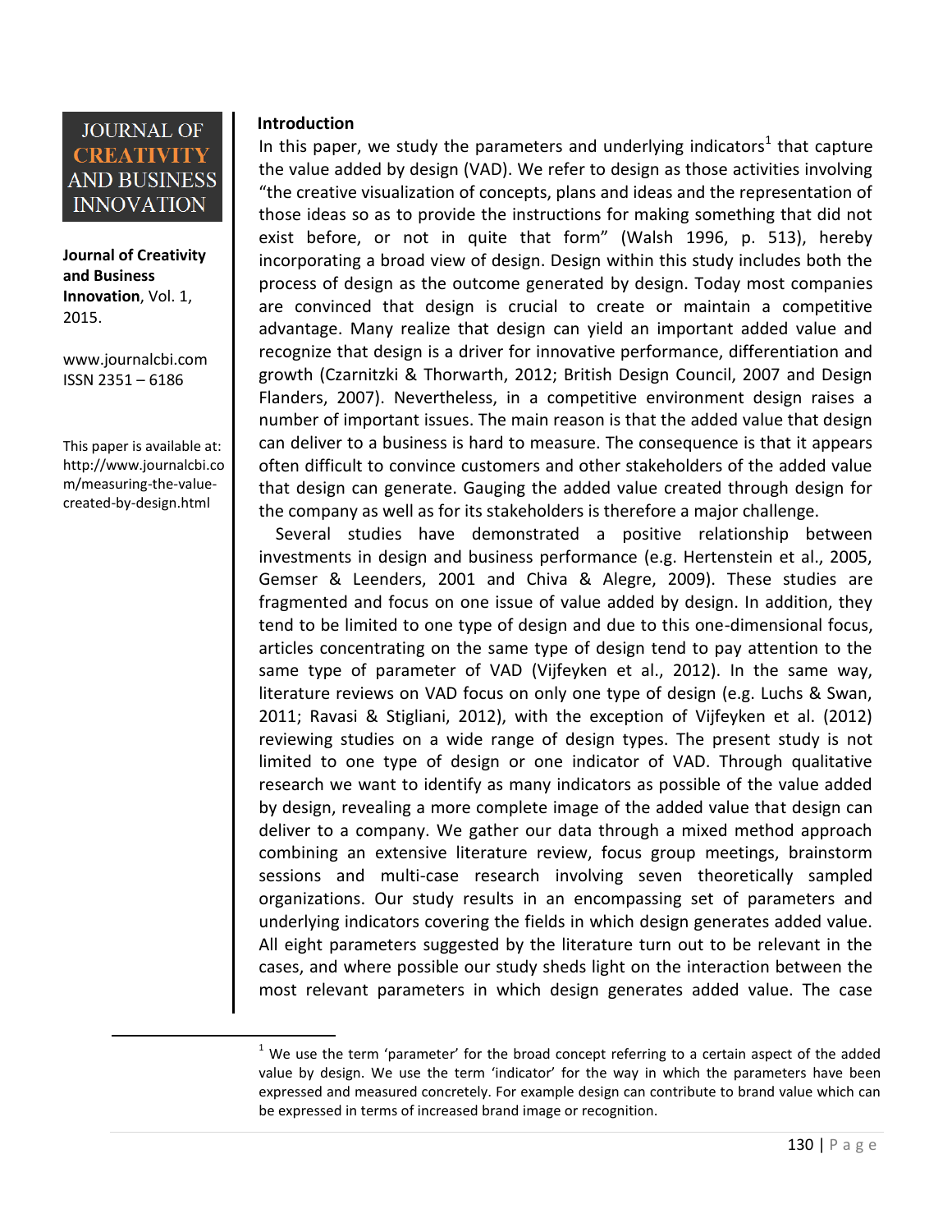## Introduction

In this paper, we study the parameters and underlying indicators[1] that capture the value added by design (VAD). We refer to design as those activities involving "the creative visualization of concepts, plans and ideas and the representation of those ideas so as to provide the instructions for making something that did not exist before, or not in quite that form" (Walsh 1996, p. 513), hereby incorporating a broad view of design. Design within this study includes both the process of design as the outcome generated by design. Today most companies are convinced that design is crucial to create or maintain a competitive advantage. Many realize that design can yield an important added value and recognize that design is a driver for innovative performance, differentiation and growth (Czarnitzki & Thorwarth, 2012; British Design Council, 2007 and Design Flanders, 2007). Nevertheless, in a competitive environment design raises a number of important issues. The main reason is that the added value that design can deliver to a business is hard to measure. The consequence is that it appears often difficult to convince customers and other stakeholders of the added value that design can generate. Gauging the added value created through design for the company as well as for its stakeholders is therefore a major challenge.

Several studies have demonstrated a positive relationship between investments in design and business performance (e.g. Hertenstein et al., 2005, Gemser & Leenders, 2001 and Chiva & Alegre, 2009). These studies are fragmented and focus on one issue of value added by design. In addition, they tend to be limited to one type of design and due to this one-dimensional focus, articles concentrating on the same type of design tend to pay attention to the same type of parameter of VAD (Vijfeyken et al., 2012). In the same way, literature reviews on VAD focus on only one type of design (e.g. Luchs & Swan, 2011; Ravasi & Stigliani, 2012), with the exception of Vijfeyken et al. (2012) reviewing studies on a wide range of design types. The present study is not limited to one type of design or one indicator of VAD. Through qualitative research we want to identify as many indicators as possible of the value added by design, revealing a more complete image of the added value that design can deliver to a company. We gather our data through a mixed method approach combining an extensive literature review, focus group meetings, brainstorm sessions and multi-case research involving seven theoretically sampled organizations. Our study results in an encompassing set of parameters and underlying indicators covering the fields in which design generates added value. All eight parameters suggested by the literature turn out to be relevant in the cases, and where possible our study sheds light on the interaction between the most relevant parameters in which design generates added value. The case

[1] We use the term 'parameter' for the broad concept referring to a certain aspect of the added value by design. We use the term 'indicator' for the way in which the parameters have been expressed and measured concretely. For example design can contribute to brand value which can be expressed in terms of increased brand image or recognition.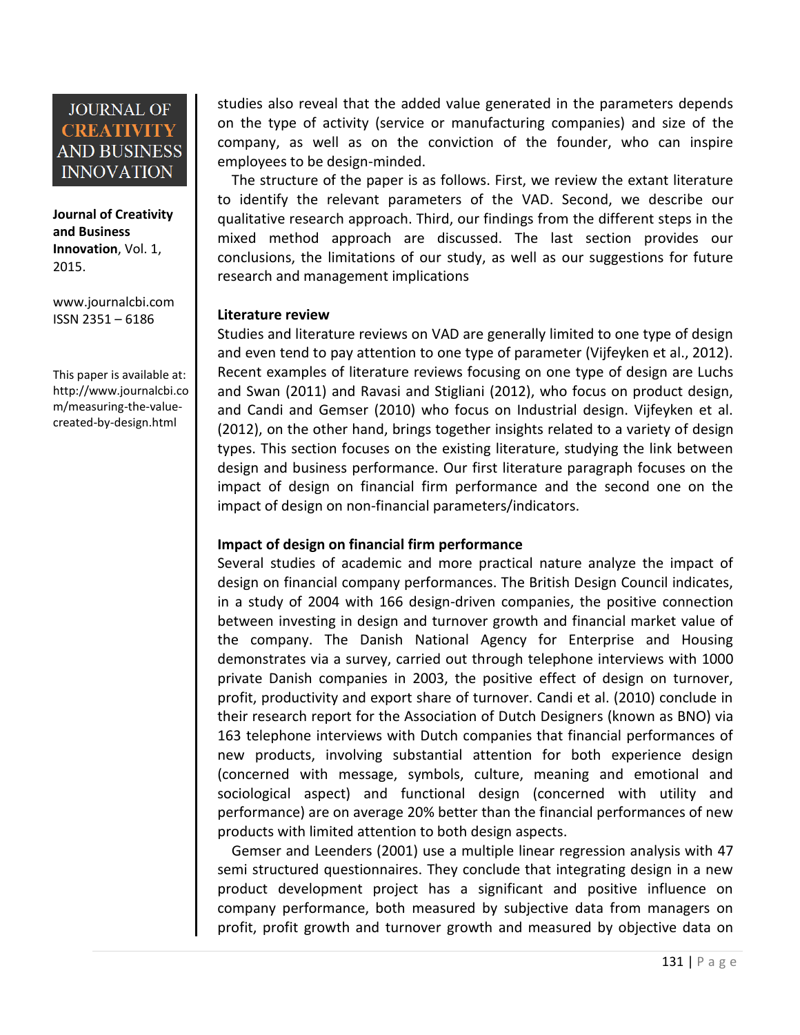studies also reveal that the added value generated in the parameters depends on the type of activity (service or manufacturing companies) and size of the company, as well as on the conviction of the founder, who can inspire employees to be design-minded.

The structure of the paper is as follows. First, we review the extant literature to identify the relevant parameters of the VAD. Second, we describe our qualitative research approach. Third, our findings from the different steps in the mixed method approach are discussed. The last section provides our conclusions, the limitations of our study, as well as our suggestions for future research and management implications

## Literature review

Studies and literature reviews on VAD are generally limited to one type of design and even tend to pay attention to one type of parameter (Vijfeyken et al., 2012). Recent examples of literature reviews focusing on one type of design are Luchs and Swan (2011) and Ravasi and Stigliani (2012), who focus on product design, and Candi and Gemser (2010) who focus on Industrial design. Vijfeyken et al. (2012), on the other hand, brings together insights related to a variety of design types. This section focuses on the existing literature, studying the link between design and business performance. Our first literature paragraph focuses on the impact of design on financial firm performance and the second one on the impact of design on non-financial parameters/indicators.

### Impact of design on financial firm performance

Several studies of academic and more practical nature analyze the impact of design on financial company performances. The British Design Council indicates, in a study of 2004 with 166 design-driven companies, the positive connection between investing in design and turnover growth and financial market value of the company. The Danish National Agency for Enterprise and Housing demonstrates via a survey, carried out through telephone interviews with 1000 private Danish companies in 2003, the positive effect of design on turnover, profit, productivity and export share of turnover. Candi et al. (2010) conclude in their research report for the Association of Dutch Designers (known as BNO) via 163 telephone interviews with Dutch companies that financial performances of new products, involving substantial attention for both experience design (concerned with message, symbols, culture, meaning and emotional and sociological aspect) and functional design (concerned with utility and performance) are on average 20% better than the financial performances of new products with limited attention to both design aspects.

Gemser and Leenders (2001) use a multiple linear regression analysis with 47 semi structured questionnaires. They conclude that integrating design in a new product development project has a significant and positive influence on company performance, both measured by subjective data from managers on profit, profit growth and turnover growth and measured by objective data on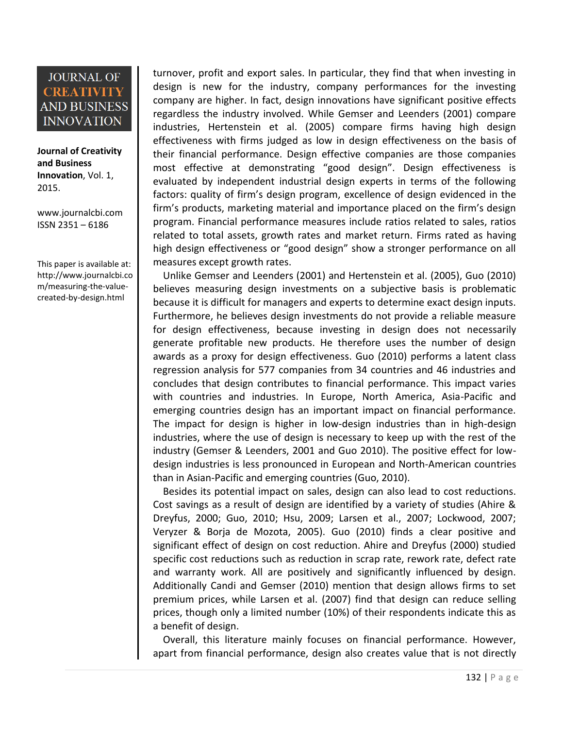turnover, profit and export sales. In particular, they find that when investing in design is new for the industry, company performances for the investing company are higher. In fact, design innovations have significant positive effects regardless the industry involved. While Gemser and Leenders (2001) compare industries, Hertenstein et al. (2005) compare firms having high design effectiveness with firms judged as low in design effectiveness on the basis of their financial performance. Design effective companies are those companies most effective at demonstrating "good design". Design effectiveness is evaluated by independent industrial design experts in terms of the following factors: quality of firm's design program, excellence of design evidenced in the firm's products, marketing material and importance placed on the firm's design program. Financial performance measures include ratios related to sales, ratios related to total assets, growth rates and market return. Firms rated as having high design effectiveness or "good design" show a stronger performance on all measures except growth rates.

Unlike Gemser and Leenders (2001) and Hertenstein et al. (2005), Guo (2010) believes measuring design investments on a subjective basis is problematic because it is difficult for managers and experts to determine exact design inputs. Furthermore, he believes design investments do not provide a reliable measure for design effectiveness, because investing in design does not necessarily generate profitable new products. He therefore uses the number of design awards as a proxy for design effectiveness. Guo (2010) performs a latent class regression analysis for 577 companies from 34 countries and 46 industries and concludes that design contributes to financial performance. This impact varies with countries and industries. In Europe, North America, Asia-Pacific and emerging countries design has an important impact on financial performance. The impact for design is higher in low-design industries than in high-design industries, where the use of design is necessary to keep up with the rest of the industry (Gemser & Leenders, 2001 and Guo 2010). The positive effect for low-design industries is less pronounced in European and North-American countries than in Asian-Pacific and emerging countries (Guo, 2010).

Besides its potential impact on sales, design can also lead to cost reductions. Cost savings as a result of design are identified by a variety of studies (Ahire & Dreyfus, 2000; Guo, 2010; Hsu, 2009; Larsen et al., 2007; Lockwood, 2007; Veryzer & Borja de Mozota, 2005). Guo (2010) finds a clear positive and significant effect of design on cost reduction. Ahire and Dreyfus (2000) studied specific cost reductions such as reduction in scrap rate, rework rate, defect rate and warranty work. All are positively and significantly influenced by design. Additionally Candi and Gemser (2010) mention that design allows firms to set premium prices, while Larsen et al. (2007) find that design can reduce selling prices, though only a limited number (10%) of their respondents indicate this as a benefit of design.

Overall, this literature mainly focuses on financial performance. However, apart from financial performance, design also creates value that is not directly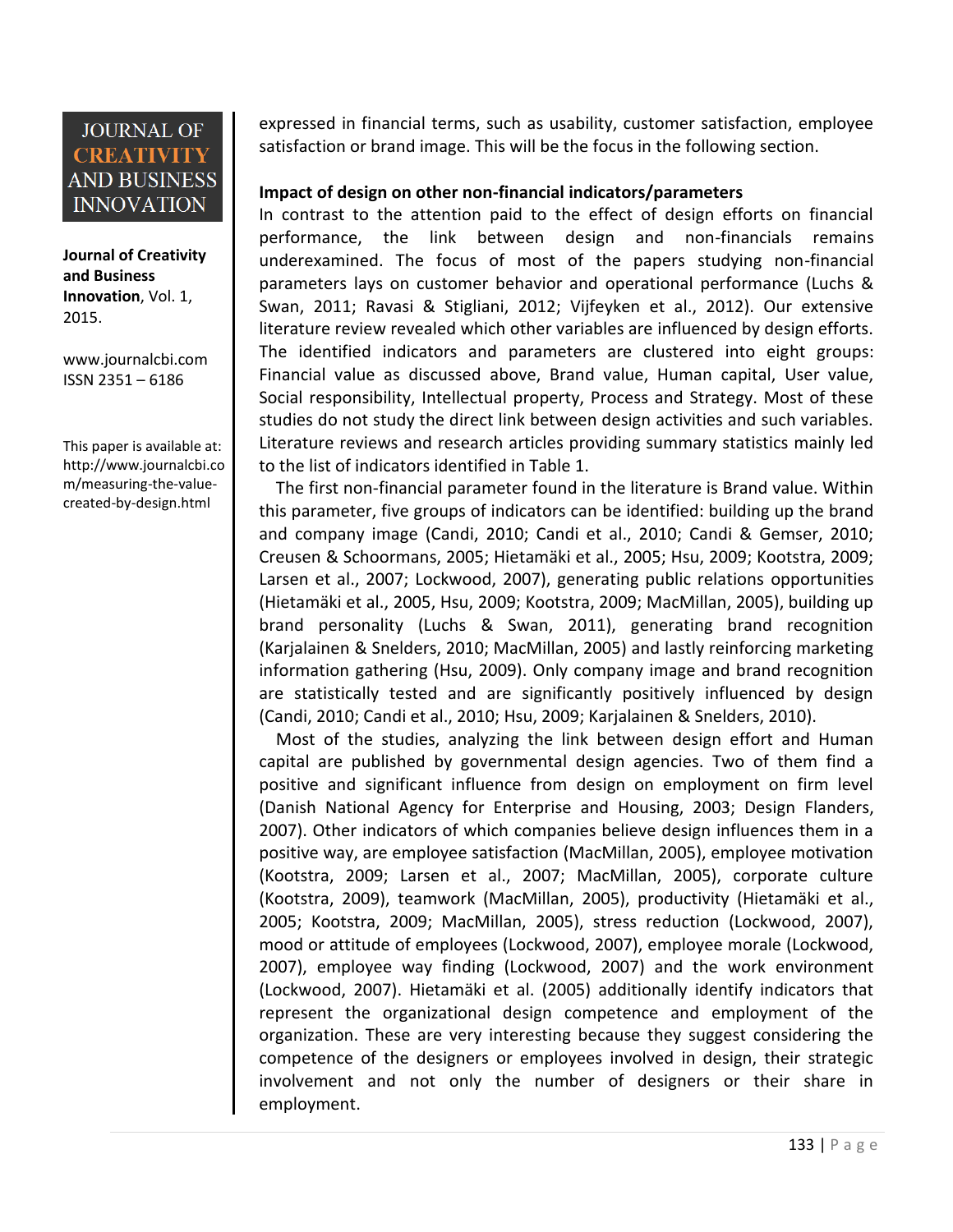expressed in financial terms, such as usability, customer satisfaction, employee satisfaction or brand image. This will be the focus in the following section.

**Impact of design on other non-financial indicators/parameters**

In contrast to the attention paid to the effect of design efforts on financial performance, the link between design and non-financials remains underexamined. The focus of most of the papers studying non-financial parameters lays on customer behavior and operational performance (Luchs & Swan, 2011; Ravasi & Stigliani, 2012; Vijfeyken et al., 2012). Our extensive literature review revealed which other variables are influenced by design efforts. The identified indicators and parameters are clustered into eight groups: Financial value as discussed above, Brand value, Human capital, User value, Social responsibility, Intellectual property, Process and Strategy. Most of these studies do not study the direct link between design activities and such variables. Literature reviews and research articles providing summary statistics mainly led to the list of indicators identified in Table 1.

The first non-financial parameter found in the literature is Brand value. Within this parameter, five groups of indicators can be identified: building up the brand and company image (Candi, 2010; Candi et al., 2010; Candi & Gemser, 2010; Creusen & Schoormans, 2005; Hietamäki et al., 2005; Hsu, 2009; Kootstra, 2009; Larsen et al., 2007; Lockwood, 2007), generating public relations opportunities (Hietamäki et al., 2005, Hsu, 2009; Kootstra, 2009; MacMillan, 2005), building up brand personality (Luchs & Swan, 2011), generating brand recognition (Karjalainen & Snelders, 2010; MacMillan, 2005) and lastly reinforcing marketing information gathering (Hsu, 2009). Only company image and brand recognition are statistically tested and are significantly positively influenced by design (Candi, 2010; Candi et al., 2010; Hsu, 2009; Karjalainen & Snelders, 2010).

Most of the studies, analyzing the link between design effort and Human capital are published by governmental design agencies. Two of them find a positive and significant influence from design on employment on firm level (Danish National Agency for Enterprise and Housing, 2003; Design Flanders, 2007). Other indicators of which companies believe design influences them in a positive way, are employee satisfaction (MacMillan, 2005), employee motivation (Kootstra, 2009; Larsen et al., 2007; MacMillan, 2005), corporate culture (Kootstra, 2009), teamwork (MacMillan, 2005), productivity (Hietamäki et al., 2005; Kootstra, 2009; MacMillan, 2005), stress reduction (Lockwood, 2007), mood or attitude of employees (Lockwood, 2007), employee morale (Lockwood, 2007), employee way finding (Lockwood, 2007) and the work environment (Lockwood, 2007). Hietamäki et al. (2005) additionally identify indicators that represent the organizational design competence and employment of the organization. These are very interesting because they suggest considering the competence of the designers or employees involved in design, their strategic involvement and not only the number of designers or their share in employment.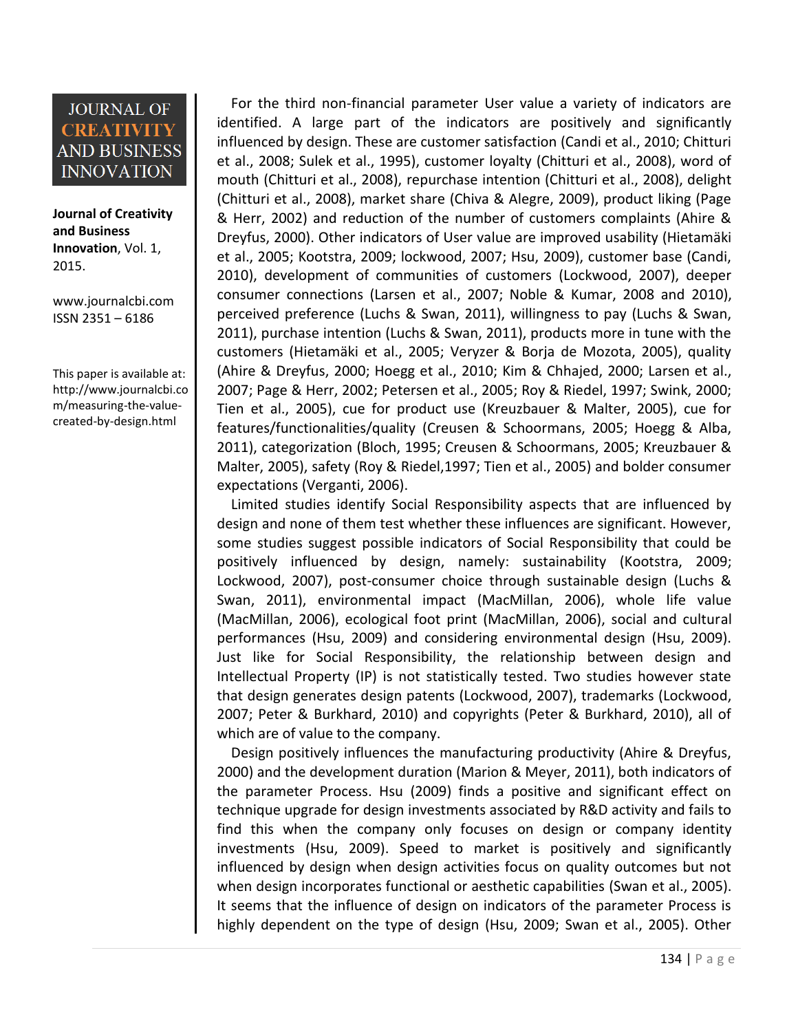For the third non-financial parameter User value a variety of indicators are identified. A large part of the indicators are positively and significantly influenced by design. These are customer satisfaction (Candi et al., 2010; Chitturi et al., 2008; Sulek et al., 1995), customer loyalty (Chitturi et al., 2008), word of mouth (Chitturi et al., 2008), repurchase intention (Chitturi et al., 2008), delight (Chitturi et al., 2008), market share (Chiva & Alegre, 2009), product liking (Page & Herr, 2002) and reduction of the number of customers complaints (Ahire & Dreyfus, 2000). Other indicators of User value are improved usability (Hietamäki et al., 2005; Kootstra, 2009; lockwood, 2007; Hsu, 2009), customer base (Candi, 2010), development of communities of customers (Lockwood, 2007), deeper consumer connections (Larsen et al., 2007; Noble & Kumar, 2008 and 2010), perceived preference (Luchs & Swan, 2011), willingness to pay (Luchs & Swan, 2011), purchase intention (Luchs & Swan, 2011), products more in tune with the customers (Hietamäki et al., 2005; Veryzer & Borja de Mozota, 2005), quality (Ahire & Dreyfus, 2000; Hoegg et al., 2010; Kim & Chhajed, 2000; Larsen et al., 2007; Page & Herr, 2002; Petersen et al., 2005; Roy & Riedel, 1997; Swink, 2000; Tien et al., 2005), cue for product use (Kreuzbauer & Malter, 2005), cue for features/functionalities/quality (Creusen & Schoormans, 2005; Hoegg & Alba, 2011), categorization (Bloch, 1995; Creusen & Schoormans, 2005; Kreuzbauer & Malter, 2005), safety (Roy & Riedel,1997; Tien et al., 2005) and bolder consumer expectations (Verganti, 2006).

Limited studies identify Social Responsibility aspects that are influenced by design and none of them test whether these influences are significant. However, some studies suggest possible indicators of Social Responsibility that could be positively influenced by design, namely: sustainability (Kootstra, 2009; Lockwood, 2007), post-consumer choice through sustainable design (Luchs & Swan, 2011), environmental impact (MacMillan, 2006), whole life value (MacMillan, 2006), ecological foot print (MacMillan, 2006), social and cultural performances (Hsu, 2009) and considering environmental design (Hsu, 2009). Just like for Social Responsibility, the relationship between design and Intellectual Property (IP) is not statistically tested. Two studies however state that design generates design patents (Lockwood, 2007), trademarks (Lockwood, 2007; Peter & Burkhard, 2010) and copyrights (Peter & Burkhard, 2010), all of which are of value to the company.

Design positively influences the manufacturing productivity (Ahire & Dreyfus, 2000) and the development duration (Marion & Meyer, 2011), both indicators of the parameter Process. Hsu (2009) finds a positive and significant effect on technique upgrade for design investments associated by R&D activity and fails to find this when the company only focuses on design or company identity investments (Hsu, 2009). Speed to market is positively and significantly influenced by design when design activities focus on quality outcomes but not when design incorporates functional or aesthetic capabilities (Swan et al., 2005). It seems that the influence of design on indicators of the parameter Process is highly dependent on the type of design (Hsu, 2009; Swan et al., 2005). Other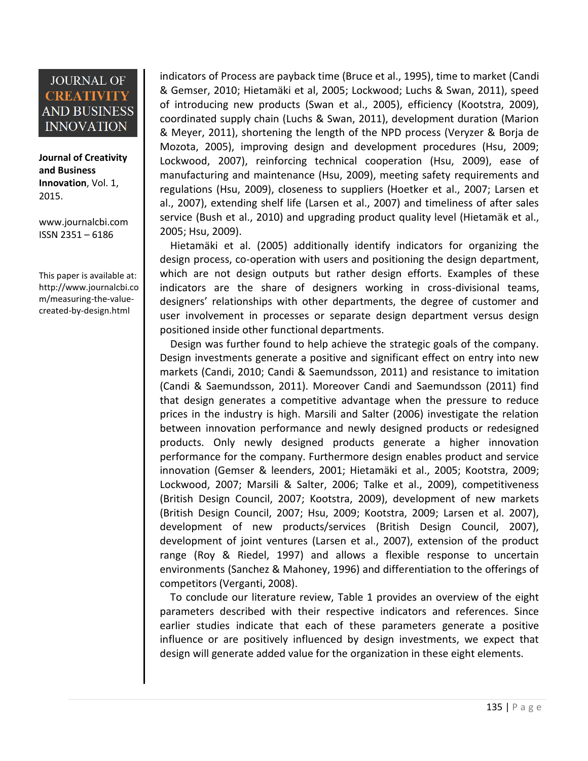indicators of Process are payback time (Bruce et al., 1995), time to market (Candi & Gemser, 2010; Hietamäki et al, 2005; Lockwood; Luchs & Swan, 2011), speed of introducing new products (Swan et al., 2005), efficiency (Kootstra, 2009), coordinated supply chain (Luchs & Swan, 2011), development duration (Marion & Meyer, 2011), shortening the length of the NPD process (Veryzer & Borja de Mozota, 2005), improving design and development procedures (Hsu, 2009; Lockwood, 2007), reinforcing technical cooperation (Hsu, 2009), ease of manufacturing and maintenance (Hsu, 2009), meeting safety requirements and regulations (Hsu, 2009), closeness to suppliers (Hoetker et al., 2007; Larsen et al., 2007), extending shelf life (Larsen et al., 2007) and timeliness of after sales service (Bush et al., 2010) and upgrading product quality level (Hietamäk et al., 2005; Hsu, 2009).

Hietamäki et al. (2005) additionally identify indicators for organizing the design process, co-operation with users and positioning the design department, which are not design outputs but rather design efforts. Examples of these indicators are the share of designers working in cross-divisional teams, designers' relationships with other departments, the degree of customer and user involvement in processes or separate design department versus design positioned inside other functional departments.

Design was further found to help achieve the strategic goals of the company. Design investments generate a positive and significant effect on entry into new markets (Candi, 2010; Candi & Saemundsson, 2011) and resistance to imitation (Candi & Saemundsson, 2011). Moreover Candi and Saemundsson (2011) find that design generates a competitive advantage when the pressure to reduce prices in the industry is high. Marsili and Salter (2006) investigate the relation between innovation performance and newly designed products or redesigned products. Only newly designed products generate a higher innovation performance for the company. Furthermore design enables product and service innovation (Gemser & leenders, 2001; Hietamäki et al., 2005; Kootstra, 2009; Lockwood, 2007; Marsili & Salter, 2006; Talke et al., 2009), competitiveness (British Design Council, 2007; Kootstra, 2009), development of new markets (British Design Council, 2007; Hsu, 2009; Kootstra, 2009; Larsen et al. 2007), development of new products/services (British Design Council, 2007), development of joint ventures (Larsen et al., 2007), extension of the product range (Roy & Riedel, 1997) and allows a flexible response to uncertain environments (Sanchez & Mahoney, 1996) and differentiation to the offerings of competitors (Verganti, 2008).

To conclude our literature review, Table 1 provides an overview of the eight parameters described with their respective indicators and references. Since earlier studies indicate that each of these parameters generate a positive influence or are positively influenced by design investments, we expect that design will generate added value for the organization in these eight elements.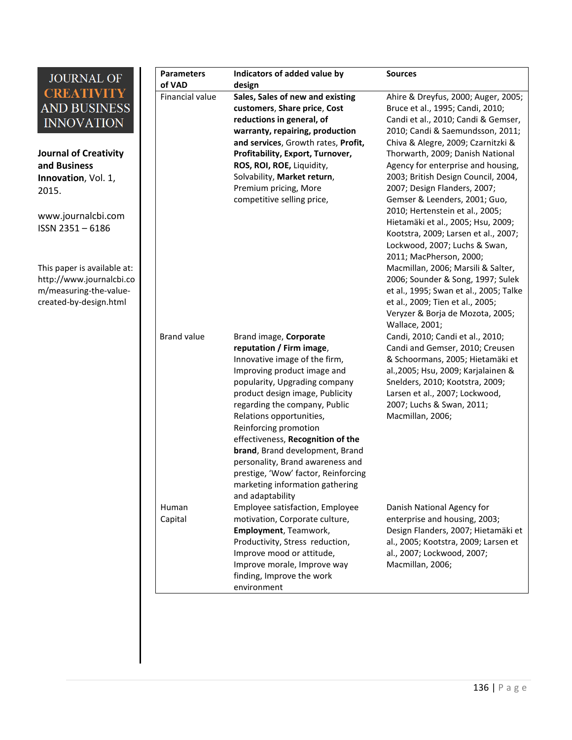| Parameters of VAD | Indicators of added value by design | Sources |
|---|---|---|
| Financial value | **Sales, Sales of new and existing customers**, **Share price**, **Cost reductions in general, of warranty, repairing, production and services**, Growth rates, **Profit**, **Profitability, Export, Turnover, ROS, ROI, ROE,** Liquidity, Solvability, **Market return**, Premium pricing, More competitive selling price, | Ahire & Dreyfus, 2000; Auger, 2005; Bruce et al., 1995; Candi, 2010; Candi et al., 2010; Candi & Gemser, 2010; Candi & Saemundsson, 2011; Chiva & Alegre, 2009; Czarnitzki & Thorwarth, 2009; Danish National Agency for enterprise and housing, 2003; British Design Council, 2004, 2007; Design Flanders, 2007; Gemser & Leenders, 2001; Guo, 2010; Hertenstein et al., 2005; Hietamäki et al., 2005; Hsu, 2009; Kootstra, 2009; Larsen et al., 2007; Lockwood, 2007; Luchs & Swan, 2011; MacPherson, 2000; Macmillan, 2006; Marsili & Salter, 2006; Sounder & Song, 1997; Sulek et al., 1995; Swan et al., 2005; Talke et al., 2009; Tien et al., 2005; Veryzer & Borja de Mozota, 2005; Wallace, 2001; |
| Brand value | Brand image, **Corporate reputation / Firm image**, Innovative image of the firm, Improving product image and popularity, Upgrading company product design image, Publicity regarding the company, Public Relations opportunities, Reinforcing promotion effectiveness, **Recognition of the brand**, Brand development, Brand personality, Brand awareness and prestige, 'Wow' factor, Reinforcing marketing information gathering and adaptability | Candi, 2010; Candi et al., 2010; Candi and Gemser, 2010; Creusen & Schoormans, 2005; Hietamäki et al.,2005; Hsu, 2009; Karjalainen & Snelders, 2010; Kootstra, 2009; Larsen et al., 2007; Lockwood, 2007; Luchs & Swan, 2011; Macmillan, 2006; |
| Human Capital | Employee satisfaction, Employee motivation, Corporate culture, **Employment**, Teamwork, Productivity, Stress reduction, Improve mood or attitude, Improve morale, Improve way finding, Improve the work environment | Danish National Agency for enterprise and housing, 2003; Design Flanders, 2007; Hietamäki et al., 2005; Kootstra, 2009; Larsen et al., 2007; Lockwood, 2007; Macmillan, 2006; |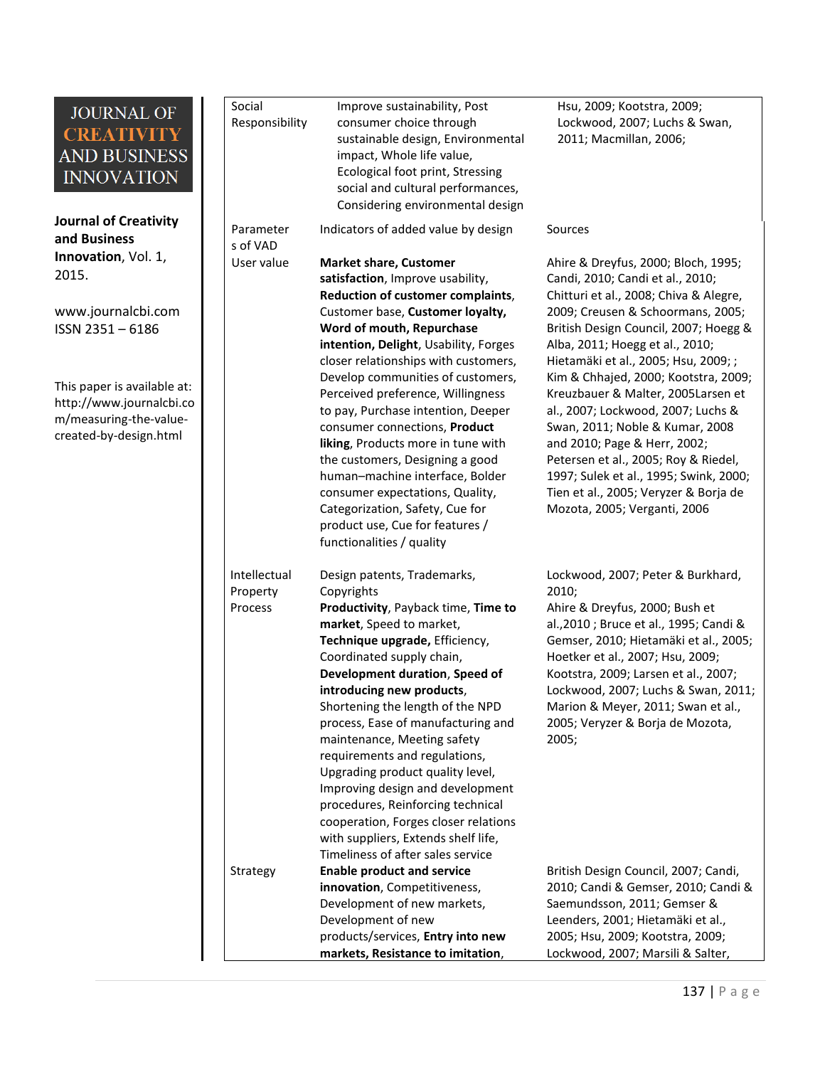| Social Responsibility | Improve sustainability, Post consumer choice through sustainable design, Environmental impact, Whole life value, Ecological foot print, Stressing social and cultural performances, Considering environmental design | Hsu, 2009; Kootstra, 2009; Lockwood, 2007; Luchs & Swan, 2011; Macmillan, 2006; |
|---|---|---|
| Parameters of VAD | Indicators of added value by design | Sources |
| User value | **Market share, Customer satisfaction**, Improve usability, **Reduction of customer complaints**, Customer base, **Customer loyalty, Word of mouth, Repurchase intention, Delight**, Usability, Forges closer relationships with customers, Develop communities of customers, Perceived preference, Willingness to pay, Purchase intention, Deeper consumer connections, **Product liking**, Products more in tune with the customers, Designing a good human–machine interface, Bolder consumer expectations, Quality, Categorization, Safety, Cue for product use, Cue for features / functionalities / quality | Ahire & Dreyfus, 2000; Bloch, 1995; Candi, 2010; Candi et al., 2010; Chitturi et al., 2008; Chiva & Alegre, 2009; Creusen & Schoormans, 2005; British Design Council, 2007; Hoegg & Alba, 2011; Hoegg et al., 2010; Hietamäki et al., 2005; Hsu, 2009; ; Kim & Chhajed, 2000; Kootstra, 2009; Kreuzbauer & Malter, 2005Larsen et al., 2007; Lockwood, 2007; Luchs & Swan, 2011; Noble & Kumar, 2008 and 2010; Page & Herr, 2002; Petersen et al., 2005; Roy & Riedel, 1997; Sulek et al., 1995; Swink, 2000; Tien et al., 2005; Veryzer & Borja de Mozota, 2005; Verganti, 2006 |
| Intellectual Property | Design patents, Trademarks, Copyrights | Lockwood, 2007; Peter & Burkhard, 2010; |
| Process | **Productivity**, Payback time, **Time to market**, Speed to market, **Technique upgrade,** Efficiency, Coordinated supply chain, **Development duration**, **Speed of introducing new products**, Shortening the length of the NPD process, Ease of manufacturing and maintenance, Meeting safety requirements and regulations, Upgrading product quality level, Improving design and development procedures, Reinforcing technical cooperation, Forges closer relations with suppliers, Extends shelf life, Timeliness of after sales service | Ahire & Dreyfus, 2000; Bush et al.,2010 ; Bruce et al., 1995; Candi & Gemser, 2010; Hietamäki et al., 2005; Hoetker et al., 2007; Hsu, 2009; Kootstra, 2009; Larsen et al., 2007; Lockwood, 2007; Luchs & Swan, 2011; Marion & Meyer, 2011; Swan et al., 2005; Veryzer & Borja de Mozota, 2005; |
| Strategy | **Enable product and service innovation**, Competitiveness, Development of new markets, Development of new products/services, **Entry into new markets, Resistance to imitation**, | British Design Council, 2007; Candi, 2010; Candi & Gemser, 2010; Candi & Saemundsson, 2011; Gemser & Leenders, 2001; Hietamäki et al., 2005; Hsu, 2009; Kootstra, 2009; Lockwood, 2007; Marsili & Salter, |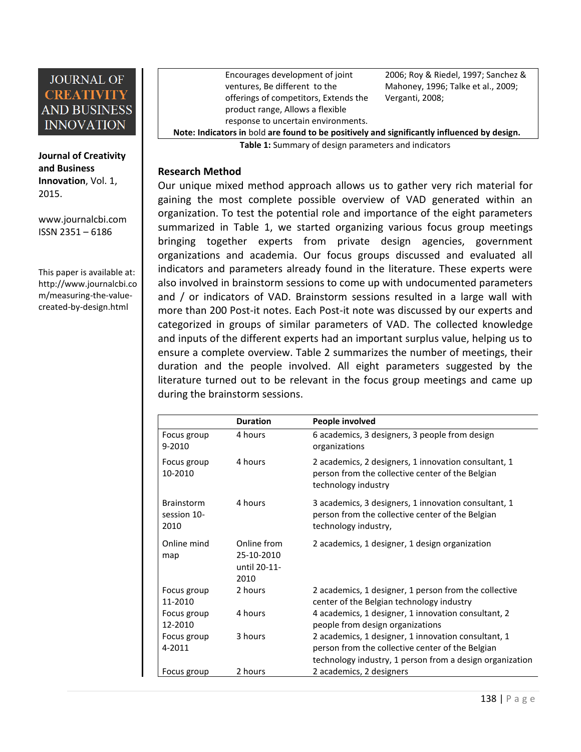| | | |
|---|---|---|
| | Encourages development of joint ventures, Be different to the offerings of competitors, Extends the product range, Allows a flexible response to uncertain environments. | 2006; Roy & Riedel, 1997; Sanchez & Mahoney, 1996; Talke et al., 2009; Verganti, 2008; |
| **Note: Indicators in** bold **are found to be positively and significantly influenced by design.** | | |

**Table 1:** Summary of design parameters and indicators

## Research Method

Our unique mixed method approach allows us to gather very rich material for gaining the most complete possible overview of VAD generated within an organization. To test the potential role and importance of the eight parameters summarized in Table 1, we started organizing various focus group meetings bringing together experts from private design agencies, government organizations and academia. Our focus groups discussed and evaluated all indicators and parameters already found in the literature. These experts were also involved in brainstorm sessions to come up with undocumented parameters and / or indicators of VAD. Brainstorm sessions resulted in a large wall with more than 200 Post-it notes. Each Post-it note was discussed by our experts and categorized in groups of similar parameters of VAD. The collected knowledge and inputs of the different experts had an important surplus value, helping us to ensure a complete overview. Table 2 summarizes the number of meetings, their duration and the people involved. All eight parameters suggested by the literature turned out to be relevant in the focus group meetings and came up during the brainstorm sessions.

| | Duration | People involved |
|---|---|---|
| Focus group 9-2010 | 4 hours | 6 academics, 3 designers, 3 people from design organizations |
| Focus group 10-2010 | 4 hours | 2 academics, 2 designers, 1 innovation consultant, 1 person from the collective center of the Belgian technology industry |
| Brainstorm session 10-2010 | 4 hours | 3 academics, 3 designers, 1 innovation consultant, 1 person from the collective center of the Belgian technology industry, |
| Online mind map | Online from 25-10-2010 until 20-11-2010 | 2 academics, 1 designer, 1 design organization |
| Focus group 11-2010 | 2 hours | 2 academics, 1 designer, 1 person from the collective center of the Belgian technology industry |
| Focus group 12-2010 | 4 hours | 4 academics, 1 designer, 1 innovation consultant, 2 people from design organizations |
| Focus group 4-2011 | 3 hours | 2 academics, 1 designer, 1 innovation consultant, 1 person from the collective center of the Belgian technology industry, 1 person from a design organization |
| Focus group | 2 hours | 2 academics, 2 designers |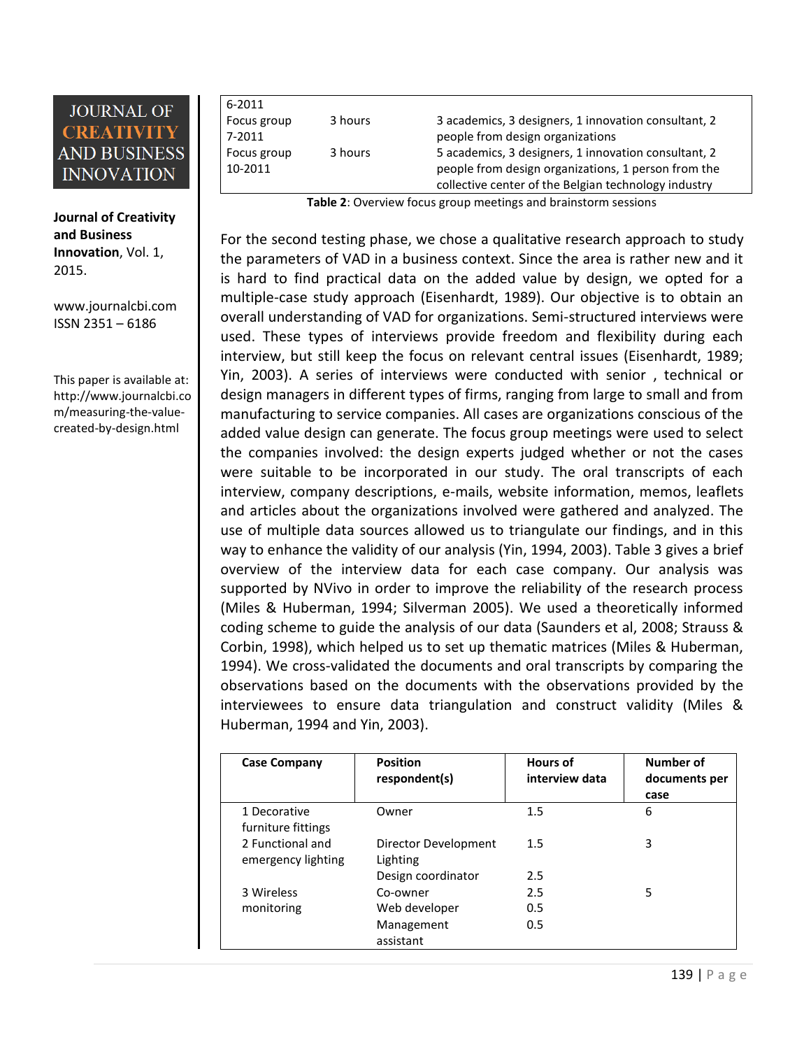| | | |
|---|---|---|
| 6-2011 | | |
| Focus group 7-2011 | 3 hours | 3 academics, 3 designers, 1 innovation consultant, 2 people from design organizations |
| Focus group 10-2011 | 3 hours | 5 academics, 3 designers, 1 innovation consultant, 2 people from design organizations, 1 person from the collective center of the Belgian technology industry |

**Table 2**: Overview focus group meetings and brainstorm sessions

For the second testing phase, we chose a qualitative research approach to study the parameters of VAD in a business context. Since the area is rather new and it is hard to find practical data on the added value by design, we opted for a multiple-case study approach (Eisenhardt, 1989). Our objective is to obtain an overall understanding of VAD for organizations. Semi-structured interviews were used. These types of interviews provide freedom and flexibility during each interview, but still keep the focus on relevant central issues (Eisenhardt, 1989; Yin, 2003). A series of interviews were conducted with senior , technical or design managers in different types of firms, ranging from large to small and from manufacturing to service companies. All cases are organizations conscious of the added value design can generate. The focus group meetings were used to select the companies involved: the design experts judged whether or not the cases were suitable to be incorporated in our study. The oral transcripts of each interview, company descriptions, e-mails, website information, memos, leaflets and articles about the organizations involved were gathered and analyzed. The use of multiple data sources allowed us to triangulate our findings, and in this way to enhance the validity of our analysis (Yin, 1994, 2003). Table 3 gives a brief overview of the interview data for each case company. Our analysis was supported by NVivo in order to improve the reliability of the research process (Miles & Huberman, 1994; Silverman 2005). We used a theoretically informed coding scheme to guide the analysis of our data (Saunders et al, 2008; Strauss & Corbin, 1998), which helped us to set up thematic matrices (Miles & Huberman, 1994). We cross-validated the documents and oral transcripts by comparing the observations based on the documents with the observations provided by the interviewees to ensure data triangulation and construct validity (Miles & Huberman, 1994 and Yin, 2003).

| Case Company | Position respondent(s) | Hours of interview data | Number of documents per case |
|---|---|---|---|
| 1 Decorative furniture fittings | Owner | 1.5 | 6 |
| 2 Functional and emergency lighting | Director Development Lighting | 1.5 | 3 |
| | Design coordinator | 2.5 | |
| 3 Wireless monitoring | Co-owner | 2.5 | 5 |
| | Web developer | 0.5 | |
| | Management assistant | 0.5 | |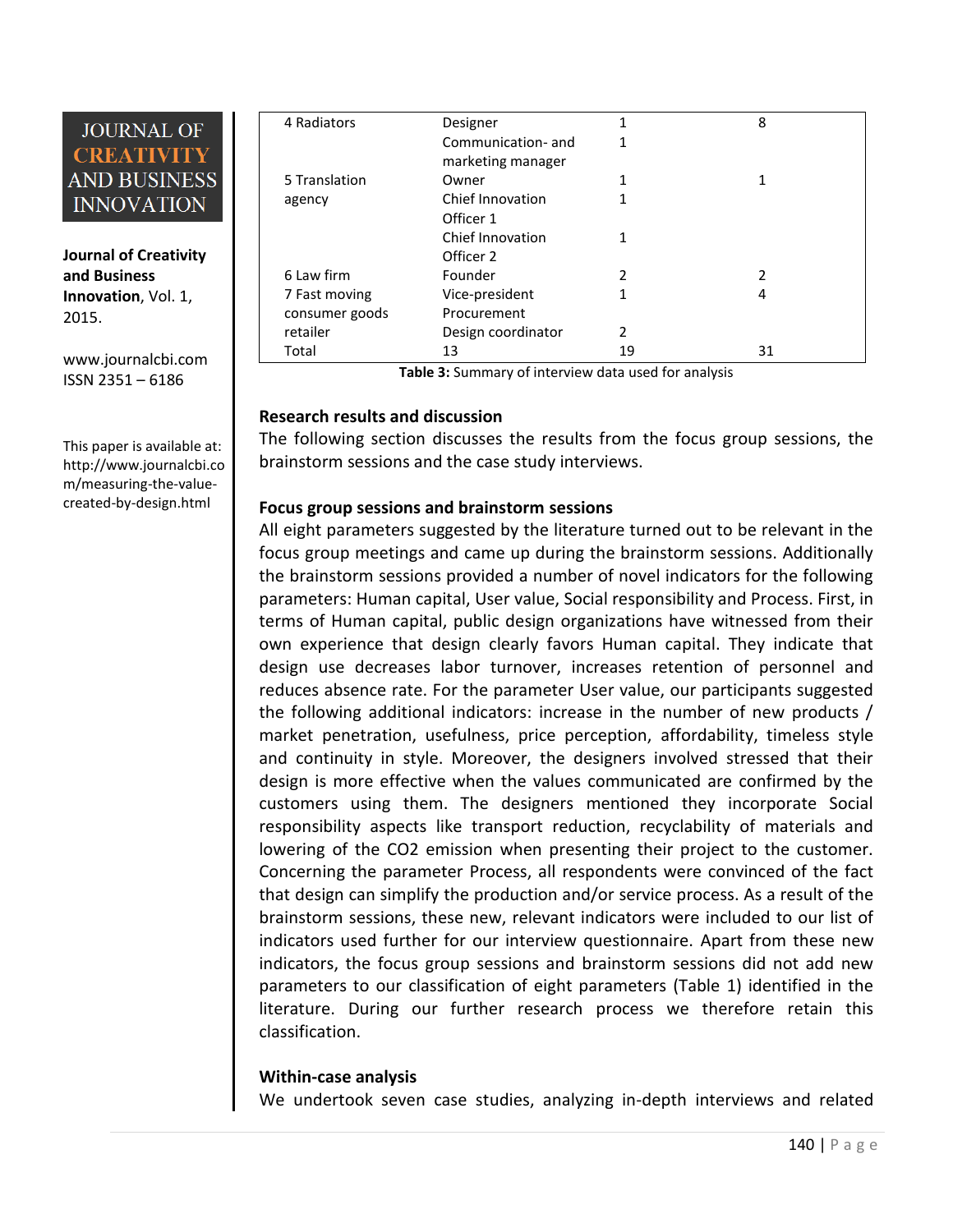| | | | |
|---|---|---|---|
| 4 Radiators | Designer | 1 | 8 |
| | Communication- and marketing manager | 1 | |
| 5 Translation agency | Owner | 1 | 1 |
| | Chief Innovation Officer 1 | 1 | |
| | Chief Innovation Officer 2 | 1 | |
| 6 Law firm | Founder | 2 | 2 |
| 7 Fast moving consumer goods retailer | Vice-president Procurement | 1 | 4 |
| | Design coordinator | 2 | |
| Total | 13 | 19 | 31 |

**Table 3:** Summary of interview data used for analysis

## Research results and discussion

The following section discusses the results from the focus group sessions, the brainstorm sessions and the case study interviews.

### Focus group sessions and brainstorm sessions

All eight parameters suggested by the literature turned out to be relevant in the focus group meetings and came up during the brainstorm sessions. Additionally the brainstorm sessions provided a number of novel indicators for the following parameters: Human capital, User value, Social responsibility and Process. First, in terms of Human capital, public design organizations have witnessed from their own experience that design clearly favors Human capital. They indicate that design use decreases labor turnover, increases retention of personnel and reduces absence rate. For the parameter User value, our participants suggested the following additional indicators: increase in the number of new products / market penetration, usefulness, price perception, affordability, timeless style and continuity in style. Moreover, the designers involved stressed that their design is more effective when the values communicated are confirmed by the customers using them. The designers mentioned they incorporate Social responsibility aspects like transport reduction, recyclability of materials and lowering of the $CO_2$ emission when presenting their project to the customer. Concerning the parameter Process, all respondents were convinced of the fact that design can simplify the production and/or service process. As a result of the brainstorm sessions, these new, relevant indicators were included to our list of indicators used further for our interview questionnaire. Apart from these new indicators, the focus group sessions and brainstorm sessions did not add new parameters to our classification of eight parameters (Table 1) identified in the literature. During our further research process we therefore retain this classification.

### Within-case analysis

We undertook seven case studies, analyzing in-depth interviews and related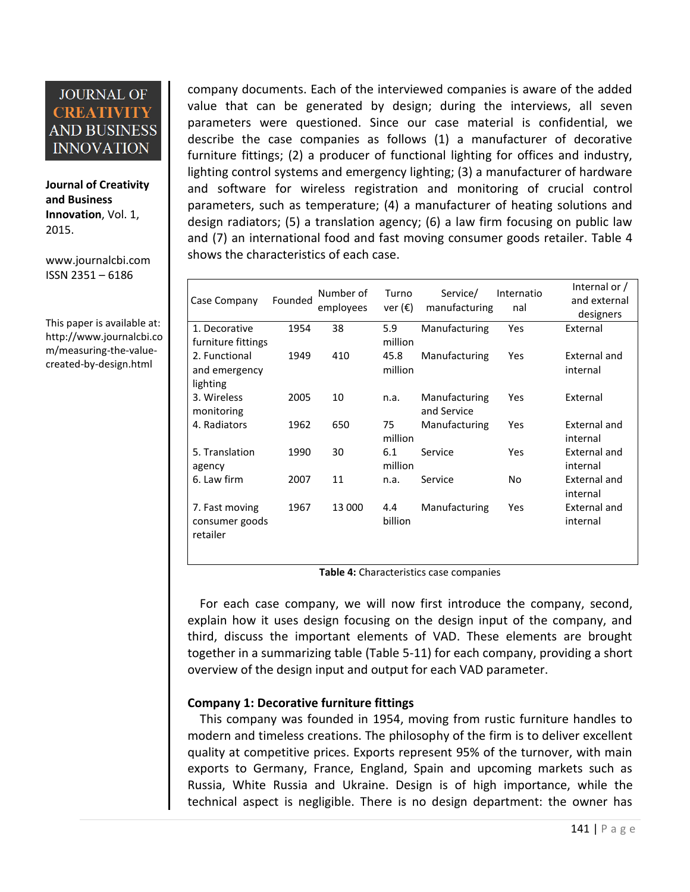company documents. Each of the interviewed companies is aware of the added value that can be generated by design; during the interviews, all seven parameters were questioned. Since our case material is confidential, we describe the case companies as follows (1) a manufacturer of decorative furniture fittings; (2) a producer of functional lighting for offices and industry, lighting control systems and emergency lighting; (3) a manufacturer of hardware and software for wireless registration and monitoring of crucial control parameters, such as temperature; (4) a manufacturer of heating solutions and design radiators; (5) a translation agency; (6) a law firm focusing on public law and (7) an international food and fast moving consumer goods retailer. Table 4 shows the characteristics of each case.

| Case Company | Founded | Number of employees | Turnover (€) | Service/ manufacturing | International | Internal or / and external designers |
|---|---|---|---|---|---|---|
| 1. Decorative furniture fittings | 1954 | 38 | 5.9 million | Manufacturing | Yes | External |
| 2. Functional and emergency lighting | 1949 | 410 | 45.8 million | Manufacturing | Yes | External and internal |
| 3. Wireless monitoring | 2005 | 10 | n.a. | Manufacturing and Service | Yes | External |
| 4. Radiators | 1962 | 650 | 75 million | Manufacturing | Yes | External and internal |
| 5. Translation agency | 1990 | 30 | 6.1 million | Service | Yes | External and internal |
| 6. Law firm | 2007 | 11 | n.a. | Service | No | External and internal |
| 7. Fast moving consumer goods retailer | 1967 | 13 000 | 4.4 billion | Manufacturing | Yes | External and internal |

**Table 4:** Characteristics case companies

For each case company, we will now first introduce the company, second, explain how it uses design focusing on the design input of the company, and third, discuss the important elements of VAD. These elements are brought together in a summarizing table (Table 5-11) for each company, providing a short overview of the design input and output for each VAD parameter.

**Company 1: Decorative furniture fittings**

This company was founded in 1954, moving from rustic furniture handles to modern and timeless creations. The philosophy of the firm is to deliver excellent quality at competitive prices. Exports represent 95% of the turnover, with main exports to Germany, France, England, Spain and upcoming markets such as Russia, White Russia and Ukraine. Design is of high importance, while the technical aspect is negligible. There is no design department: the owner has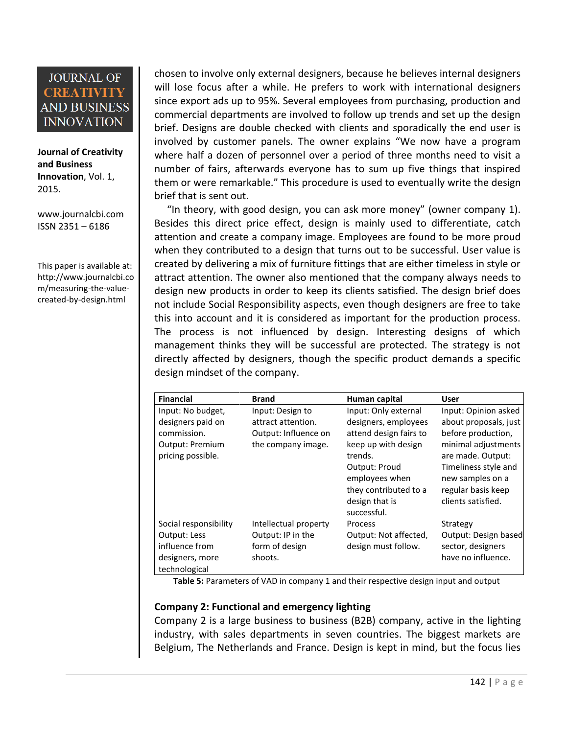chosen to involve only external designers, because he believes internal designers will lose focus after a while. He prefers to work with international designers since export ads up to 95%. Several employees from purchasing, production and commercial departments are involved to follow up trends and set up the design brief. Designs are double checked with clients and sporadically the end user is involved by customer panels. The owner explains "We now have a program where half a dozen of personnel over a period of three months need to visit a number of fairs, afterwards everyone has to sum up five things that inspired them or were remarkable." This procedure is used to eventually write the design brief that is sent out.

"In theory, with good design, you can ask more money" (owner company 1). Besides this direct price effect, design is mainly used to differentiate, catch attention and create a company image. Employees are found to be more proud when they contributed to a design that turns out to be successful. User value is created by delivering a mix of furniture fittings that are either timeless in style or attract attention. The owner also mentioned that the company always needs to design new products in order to keep its clients satisfied. The design brief does not include Social Responsibility aspects, even though designers are free to take this into account and it is considered as important for the production process. The process is not influenced by design. Interesting designs of which management thinks they will be successful are protected. The strategy is not directly affected by designers, though the specific product demands a specific design mindset of the company.

| Financial | Brand | Human capital | User |
|---|---|---|---|
| Input: No budget, designers paid on commission. Output: Premium pricing possible. | Input: Design to attract attention. Output: Influence on the company image. | Input: Only external designers, employees attend design fairs to keep up with design trends. Output: Proud employees when they contributed to a design that is successful. | Input: Opinion asked about proposals, just before production, minimal adjustments are made. Output: Timeliness style and new samples on a regular basis keep clients satisfied. |
| Social responsibility Output: Less influence from designers, more technological | Intellectual property Output: IP in the form of design shoots. | Process Output: Not affected, design must follow. | Strategy Output: Design based sector, designers have no influence. |

**Table 5:** Parameters of VAD in company 1 and their respective design input and output

**Company 2: Functional and emergency lighting**

Company 2 is a large business to business (B2B) company, active in the lighting industry, with sales departments in seven countries. The biggest markets are Belgium, The Netherlands and France. Design is kept in mind, but the focus lies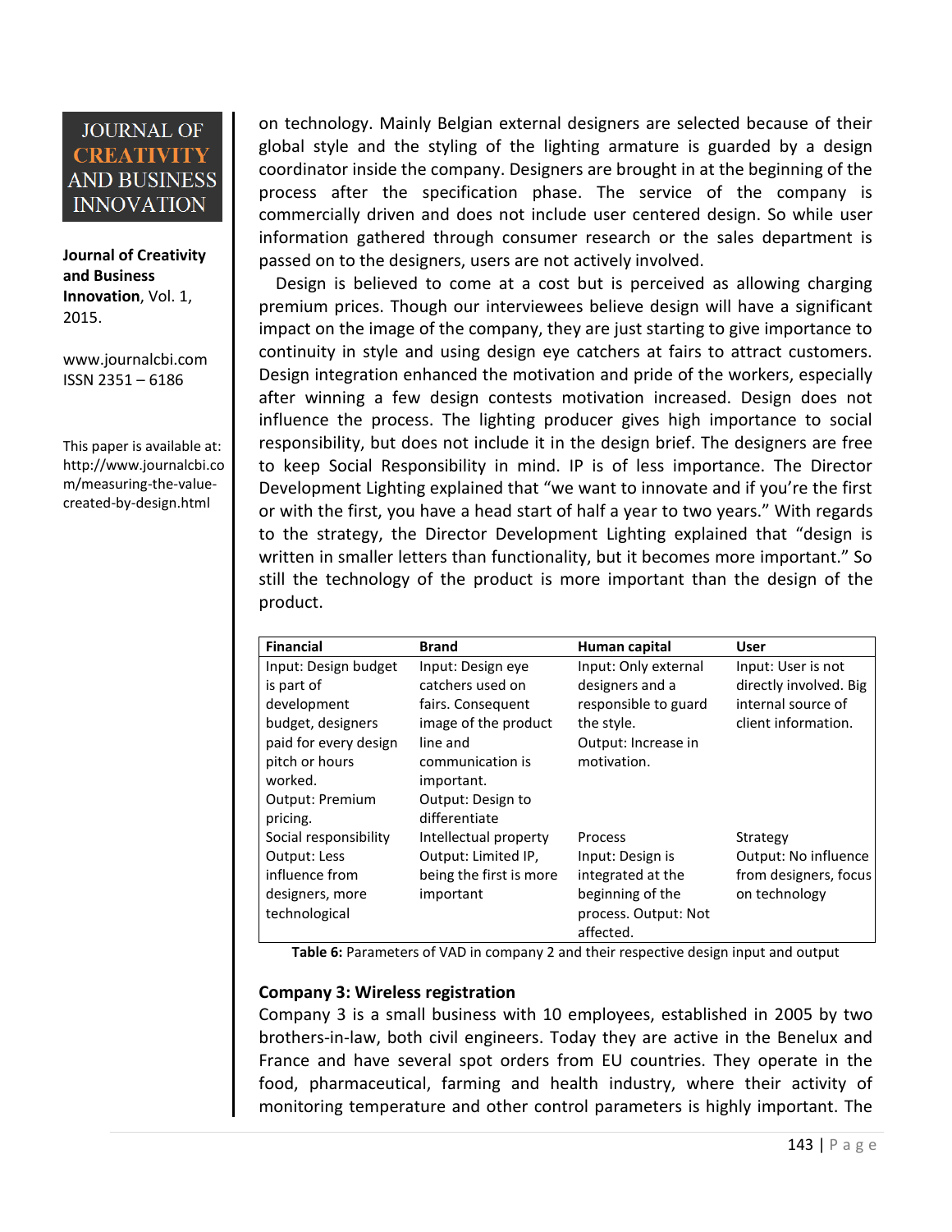on technology. Mainly Belgian external designers are selected because of their global style and the styling of the lighting armature is guarded by a design coordinator inside the company. Designers are brought in at the beginning of the process after the specification phase. The service of the company is commercially driven and does not include user centered design. So while user information gathered through consumer research or the sales department is passed on to the designers, users are not actively involved.

Design is believed to come at a cost but is perceived as allowing charging premium prices. Though our interviewees believe design will have a significant impact on the image of the company, they are just starting to give importance to continuity in style and using design eye catchers at fairs to attract customers. Design integration enhanced the motivation and pride of the workers, especially after winning a few design contests motivation increased. Design does not influence the process. The lighting producer gives high importance to social responsibility, but does not include it in the design brief. The designers are free to keep Social Responsibility in mind. IP is of less importance. The Director Development Lighting explained that "we want to innovate and if you're the first or with the first, you have a head start of half a year to two years." With regards to the strategy, the Director Development Lighting explained that "design is written in smaller letters than functionality, but it becomes more important." So still the technology of the product is more important than the design of the product.

| Financial | Brand | Human capital | User |
|---|---|---|---|
| Input: Design budget is part of development budget, designers paid for every design pitch or hours worked. Output: Premium pricing. | Input: Design eye catchers used on fairs. Consequent image of the product line and communication is important. Output: Design to differentiate | Input: Only external designers and a responsible to guard the style. Output: Increase in motivation. | Input: User is not directly involved. Big internal source of client information. |
| Social responsibility Output: Less influence from designers, more technological | Intellectual property Output: Limited IP, being the first is more important | Process Input: Design is integrated at the beginning of the process. Output: Not affected. | Strategy Output: No influence from designers, focus on technology |

**Table 6:** Parameters of VAD in company 2 and their respective design input and output

### Company 3: Wireless registration

Company 3 is a small business with 10 employees, established in 2005 by two brothers-in-law, both civil engineers. Today they are active in the Benelux and France and have several spot orders from EU countries. They operate in the food, pharmaceutical, farming and health industry, where their activity of monitoring temperature and other control parameters is highly important. The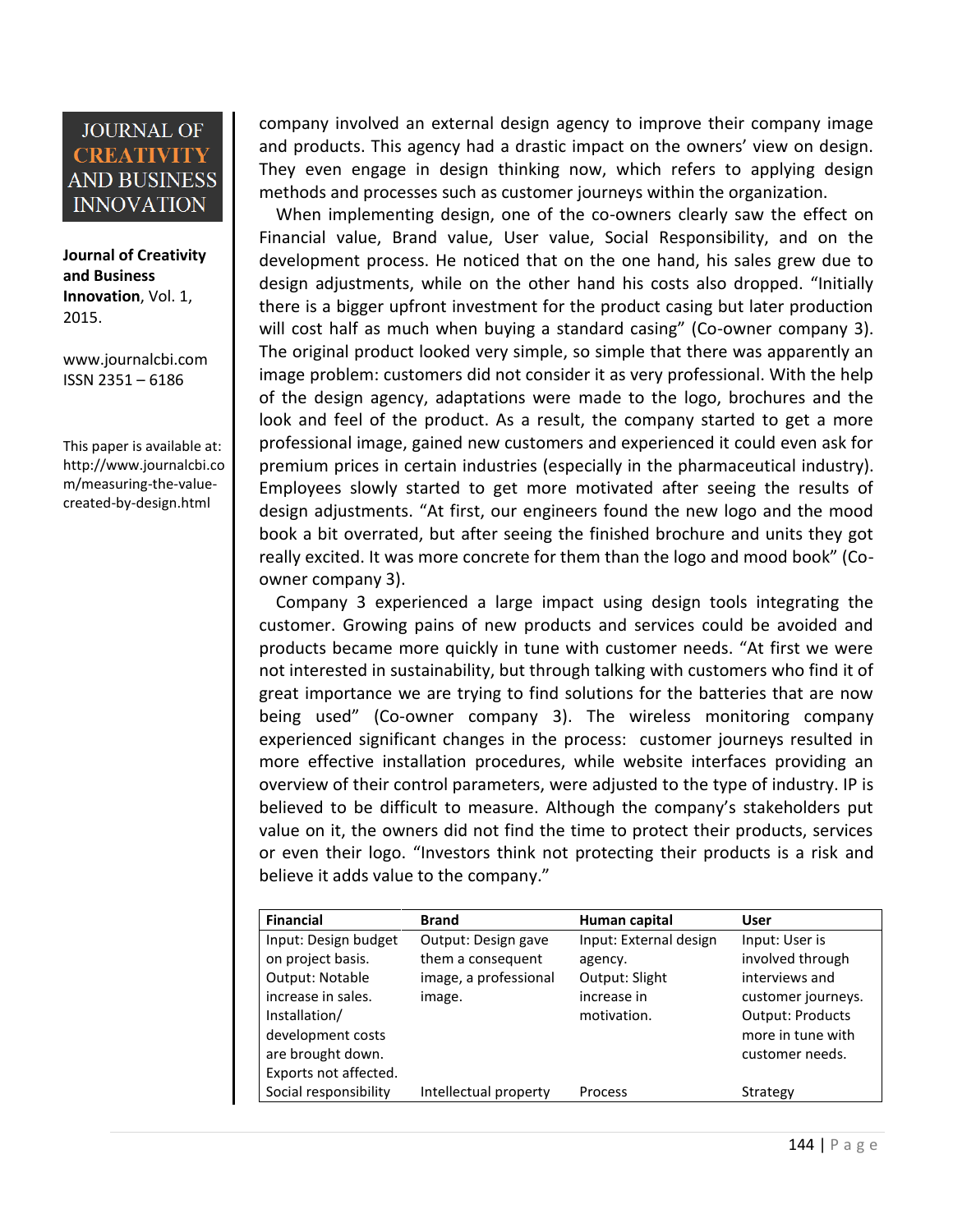company involved an external design agency to improve their company image and products. This agency had a drastic impact on the owners' view on design. They even engage in design thinking now, which refers to applying design methods and processes such as customer journeys within the organization.

When implementing design, one of the co-owners clearly saw the effect on Financial value, Brand value, User value, Social Responsibility, and on the development process. He noticed that on the one hand, his sales grew due to design adjustments, while on the other hand his costs also dropped. "Initially there is a bigger upfront investment for the product casing but later production will cost half as much when buying a standard casing" (Co-owner company 3). The original product looked very simple, so simple that there was apparently an image problem: customers did not consider it as very professional. With the help of the design agency, adaptations were made to the logo, brochures and the look and feel of the product. As a result, the company started to get a more professional image, gained new customers and experienced it could even ask for premium prices in certain industries (especially in the pharmaceutical industry). Employees slowly started to get more motivated after seeing the results of design adjustments. "At first, our engineers found the new logo and the mood book a bit overrated, but after seeing the finished brochure and units they got really excited. It was more concrete for them than the logo and mood book" (Co-owner company 3).

Company 3 experienced a large impact using design tools integrating the customer. Growing pains of new products and services could be avoided and products became more quickly in tune with customer needs. "At first we were not interested in sustainability, but through talking with customers who find it of great importance we are trying to find solutions for the batteries that are now being used" (Co-owner company 3). The wireless monitoring company experienced significant changes in the process: customer journeys resulted in more effective installation procedures, while website interfaces providing an overview of their control parameters, were adjusted to the type of industry. IP is believed to be difficult to measure. Although the company's stakeholders put value on it, the owners did not find the time to protect their products, services or even their logo. "Investors think not protecting their products is a risk and believe it adds value to the company."

| **Financial** | **Brand** | **Human capital** | **User** |
|---|---|---|---|
| Input: Design budget on project basis. Output: Notable increase in sales. Installation/ development costs are brought down. Exports not affected. | Output: Design gave them a consequent image, a professional image. | Input: External design agency. Output: Slight increase in motivation. | Input: User is involved through interviews and customer journeys. Output: Products more in tune with customer needs. |
| Social responsibility | Intellectual property | Process | Strategy |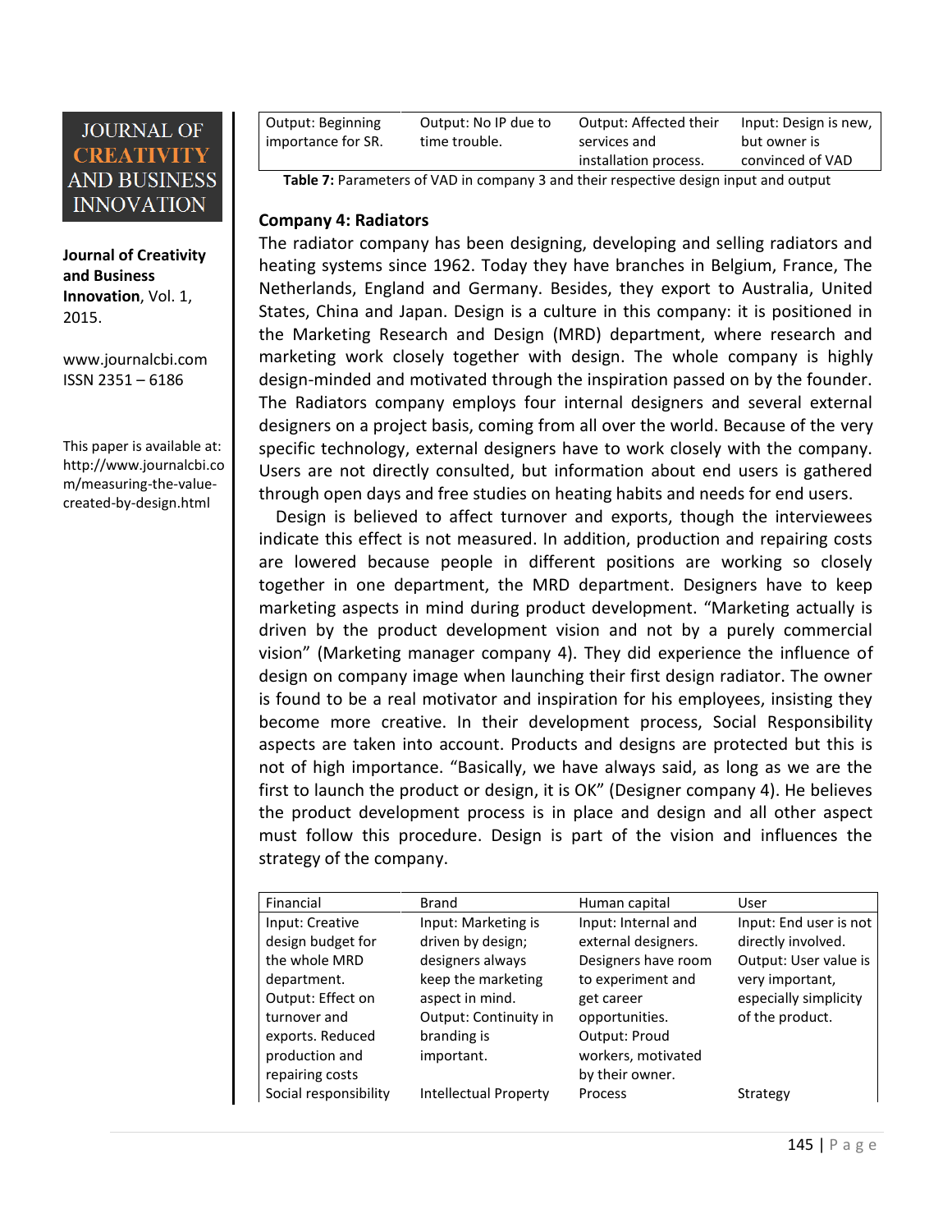| Output: Beginning importance for SR. | Output: No IP due to time trouble. | Output: Affected their services and installation process. | Input: Design is new, but owner is convinced of VAD |
|---|---|---|---|

**Table 7:** Parameters of VAD in company 3 and their respective design input and output

**Company 4: Radiators**

The radiator company has been designing, developing and selling radiators and heating systems since 1962. Today they have branches in Belgium, France, The Netherlands, England and Germany. Besides, they export to Australia, United States, China and Japan. Design is a culture in this company: it is positioned in the Marketing Research and Design (MRD) department, where research and marketing work closely together with design. The whole company is highly design-minded and motivated through the inspiration passed on by the founder. The Radiators company employs four internal designers and several external designers on a project basis, coming from all over the world. Because of the very specific technology, external designers have to work closely with the company. Users are not directly consulted, but information about end users is gathered through open days and free studies on heating habits and needs for end users.

Design is believed to affect turnover and exports, though the interviewees indicate this effect is not measured. In addition, production and repairing costs are lowered because people in different positions are working so closely together in one department, the MRD department. Designers have to keep marketing aspects in mind during product development. "Marketing actually is driven by the product development vision and not by a purely commercial vision" (Marketing manager company 4). They did experience the influence of design on company image when launching their first design radiator. The owner is found to be a real motivator and inspiration for his employees, insisting they become more creative. In their development process, Social Responsibility aspects are taken into account. Products and designs are protected but this is not of high importance. "Basically, we have always said, as long as we are the first to launch the product or design, it is OK" (Designer company 4). He believes the product development process is in place and design and all other aspect must follow this procedure. Design is part of the vision and influences the strategy of the company.

| Financial | Brand | Human capital | User |
|---|---|---|---|
| Input: Creative design budget for the whole MRD department. Output: Effect on turnover and exports. Reduced production and repairing costs | Input: Marketing is driven by design; designers always keep the marketing aspect in mind. Output: Continuity in branding is important. | Input: Internal and external designers. Designers have room to experiment and get career opportunities. Output: Proud workers, motivated by their owner. | Input: End user is not directly involved. Output: User value is very important, especially simplicity of the product. |
| Social responsibility | Intellectual Property | Process | Strategy |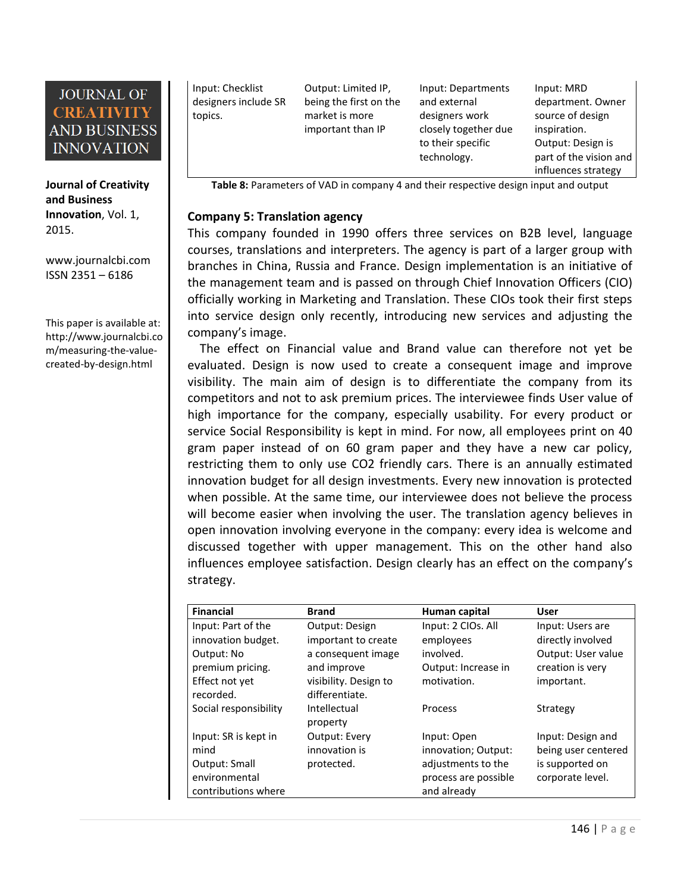| | | | |
|---|---|---|---|
| Input: Checklist designers include SR topics. | Output: Limited IP, being the first on the market is more important than IP | Input: Departments and external designers work closely together due to their specific technology. | Input: MRD department. Owner source of design inspiration. Output: Design is part of the vision and influences strategy |

**Table 8:** Parameters of VAD in company 4 and their respective design input and output

### Company 5: Translation agency

This company founded in 1990 offers three services on B2B level, language courses, translations and interpreters. The agency is part of a larger group with branches in China, Russia and France. Design implementation is an initiative of the management team and is passed on through Chief Innovation Officers (CIO) officially working in Marketing and Translation. These CIOs took their first steps into service design only recently, introducing new services and adjusting the company's image.

The effect on Financial value and Brand value can therefore not yet be evaluated. Design is now used to create a consequent image and improve visibility. The main aim of design is to differentiate the company from its competitors and not to ask premium prices. The interviewee finds User value of high importance for the company, especially usability. For every product or service Social Responsibility is kept in mind. For now, all employees print on 40 gram paper instead of on 60 gram paper and they have a new car policy, restricting them to only use $CO_2$ friendly cars. There is an annually estimated innovation budget for all design investments. Every new innovation is protected when possible. At the same time, our interviewee does not believe the process will become easier when involving the user. The translation agency believes in open innovation involving everyone in the company: every idea is welcome and discussed together with upper management. This on the other hand also influences employee satisfaction. Design clearly has an effect on the company's strategy.

| **Financial** | **Brand** | **Human capital** | **User** |
|---|---|---|---|
| Input: Part of the innovation budget. Output: No premium pricing. Effect not yet recorded. | Output: Design important to create a consequent image and improve visibility. Design to differentiate. | Input: 2 CIOs. All employees involved. Output: Increase in motivation. | Input: Users are directly involved Output: User value creation is very important. |
| Social responsibility | Intellectual property | Process | Strategy |
| Input: SR is kept in mind Output: Small environmental contributions where | Output: Every innovation is protected. | Input: Open innovation; Output: adjustments to the process are possible and already | Input: Design and being user centered is supported on corporate level. |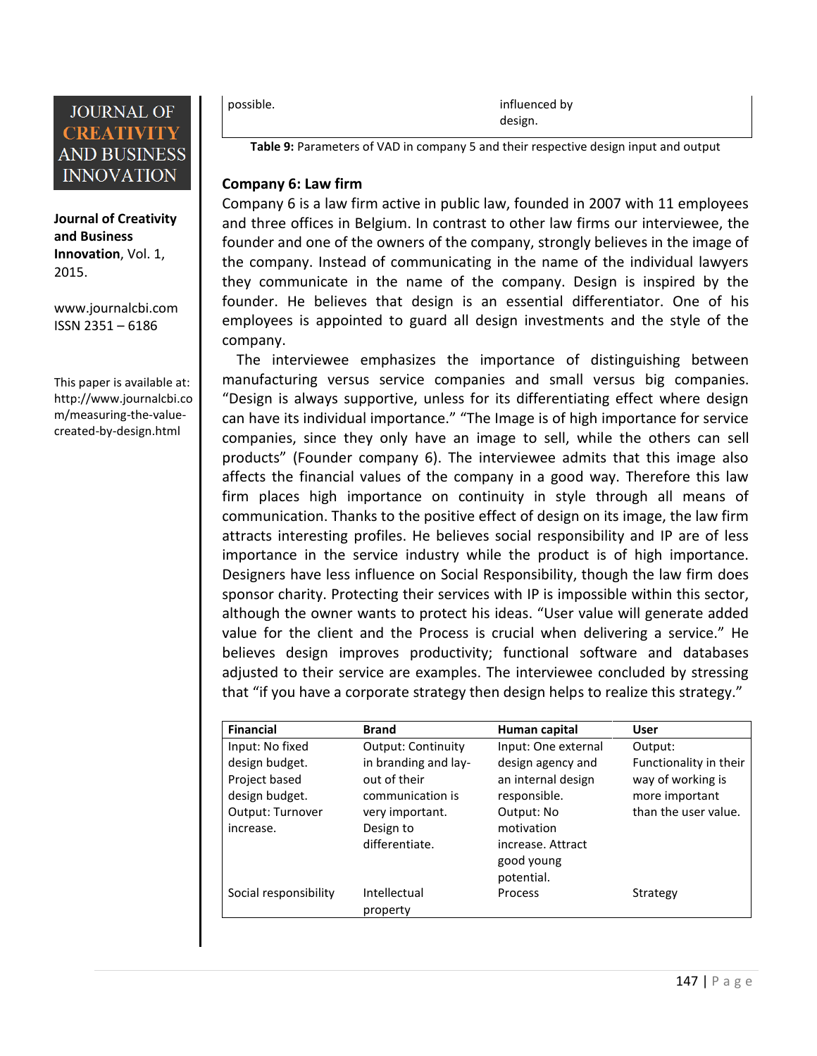| | |
|---|---|
| possible. | influenced by design. |

**Table 9:** Parameters of VAD in company 5 and their respective design input and output

**Company 6: Law firm**

Company 6 is a law firm active in public law, founded in 2007 with 11 employees and three offices in Belgium. In contrast to other law firms our interviewee, the founder and one of the owners of the company, strongly believes in the image of the company. Instead of communicating in the name of the individual lawyers they communicate in the name of the company. Design is inspired by the founder. He believes that design is an essential differentiator. One of his employees is appointed to guard all design investments and the style of the company.

The interviewee emphasizes the importance of distinguishing between manufacturing versus service companies and small versus big companies. "Design is always supportive, unless for its differentiating effect where design can have its individual importance." "The Image is of high importance for service companies, since they only have an image to sell, while the others can sell products" (Founder company 6). The interviewee admits that this image also affects the financial values of the company in a good way. Therefore this law firm places high importance on continuity in style through all means of communication. Thanks to the positive effect of design on its image, the law firm attracts interesting profiles. He believes social responsibility and IP are of less importance in the service industry while the product is of high importance. Designers have less influence on Social Responsibility, though the law firm does sponsor charity. Protecting their services with IP is impossible within this sector, although the owner wants to protect his ideas. "User value will generate added value for the client and the Process is crucial when delivering a service." He believes design improves productivity; functional software and databases adjusted to their service are examples. The interviewee concluded by stressing that "if you have a corporate strategy then design helps to realize this strategy."

| Financial | Brand | Human capital | User |
|---|---|---|---|
| Input: No fixed design budget. Project based design budget. Output: Turnover increase. | Output: Continuity in branding and lay-out of their communication is very important. Design to differentiate. | Input: One external design agency and an internal design responsible. Output: No motivation increase. Attract good young potential. | Output: Functionality in their way of working is more important than the user value. |
| Social responsibility | Intellectual property | Process | Strategy |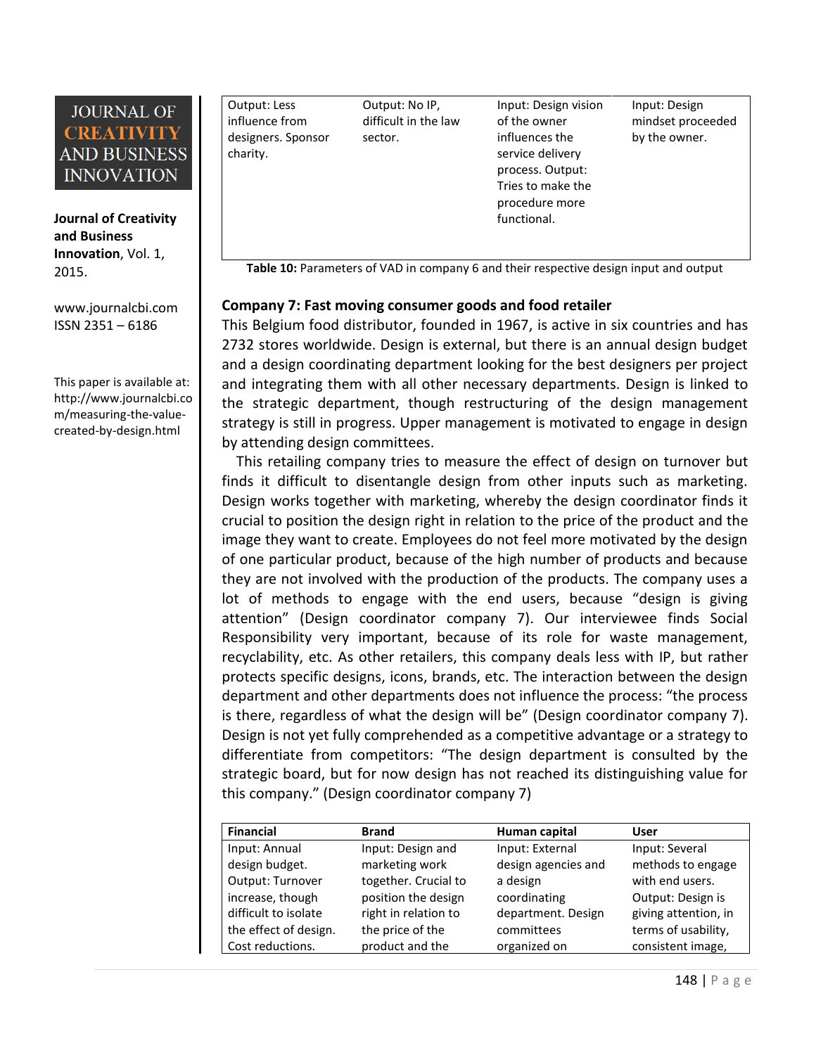| Output: Less influence from designers. Sponsor charity. | Output: No IP, difficult in the law sector. | Input: Design vision of the owner influences the service delivery process. Output: Tries to make the procedure more functional. | Input: Design mindset proceeded by the owner. |
|---|---|---|---|

**Table 10:** Parameters of VAD in company 6 and their respective design input and output

### Company 7: Fast moving consumer goods and food retailer

This Belgium food distributor, founded in 1967, is active in six countries and has 2732 stores worldwide. Design is external, but there is an annual design budget and a design coordinating department looking for the best designers per project and integrating them with all other necessary departments. Design is linked to the strategic department, though restructuring of the design management strategy is still in progress. Upper management is motivated to engage in design by attending design committees.

This retailing company tries to measure the effect of design on turnover but finds it difficult to disentangle design from other inputs such as marketing. Design works together with marketing, whereby the design coordinator finds it crucial to position the design right in relation to the price of the product and the image they want to create. Employees do not feel more motivated by the design of one particular product, because of the high number of products and because they are not involved with the production of the products. The company uses a lot of methods to engage with the end users, because "design is giving attention" (Design coordinator company 7). Our interviewee finds Social Responsibility very important, because of its role for waste management, recyclability, etc. As other retailers, this company deals less with IP, but rather protects specific designs, icons, brands, etc. The interaction between the design department and other departments does not influence the process: "the process is there, regardless of what the design will be" (Design coordinator company 7). Design is not yet fully comprehended as a competitive advantage or a strategy to differentiate from competitors: "The design department is consulted by the strategic board, but for now design has not reached its distinguishing value for this company." (Design coordinator company 7)

| Financial | Brand | Human capital | User |
|---|---|---|---|
| Input: Annual design budget. Output: Turnover increase, though difficult to isolate the effect of design. Cost reductions. | Input: Design and marketing work together. Crucial to position the design right in relation to the price of the product and the | Input: External design agencies and a design coordinating department. Design committees organized on | Input: Several methods to engage with end users. Output: Design is giving attention, in terms of usability, consistent image, |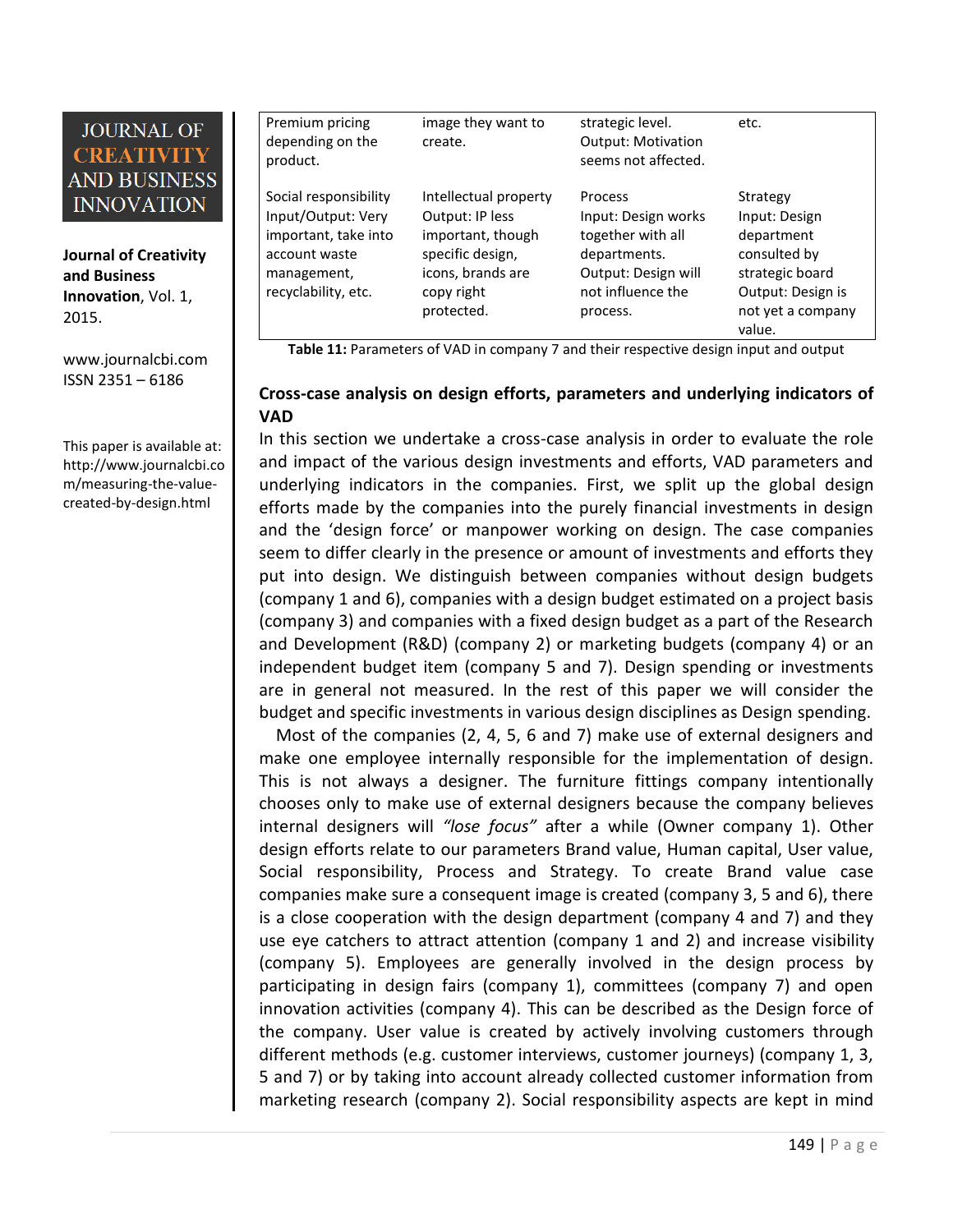| | | | |
|---|---|---|---|
| Premium pricing depending on the product. | image they want to create. | strategic level. Output: Motivation seems not affected. | etc. |
| Social responsibility Input/Output: Very important, take into account waste management, recyclability, etc. | Intellectual property Output: IP less important, though specific design, icons, brands are copy right protected. | Process Input: Design works together with all departments. Output: Design will not influence the process. | Strategy Input: Design department consulted by strategic board Output: Design is not yet a company value. |

**Table 11:** Parameters of VAD in company 7 and their respective design input and output

## Cross-case analysis on design efforts, parameters and underlying indicators of VAD

In this section we undertake a cross-case analysis in order to evaluate the role and impact of the various design investments and efforts, VAD parameters and underlying indicators in the companies. First, we split up the global design efforts made by the companies into the purely financial investments in design and the 'design force' or manpower working on design. The case companies seem to differ clearly in the presence or amount of investments and efforts they put into design. We distinguish between companies without design budgets (company 1 and 6), companies with a design budget estimated on a project basis (company 3) and companies with a fixed design budget as a part of the Research and Development (R&D) (company 2) or marketing budgets (company 4) or an independent budget item (company 5 and 7). Design spending or investments are in general not measured. In the rest of this paper we will consider the budget and specific investments in various design disciplines as Design spending.

Most of the companies (2, 4, 5, 6 and 7) make use of external designers and make one employee internally responsible for the implementation of design. This is not always a designer. The furniture fittings company intentionally chooses only to make use of external designers because the company believes internal designers will *"lose focus"* after a while (Owner company 1). Other design efforts relate to our parameters Brand value, Human capital, User value, Social responsibility, Process and Strategy. To create Brand value case companies make sure a consequent image is created (company 3, 5 and 6), there is a close cooperation with the design department (company 4 and 7) and they use eye catchers to attract attention (company 1 and 2) and increase visibility (company 5). Employees are generally involved in the design process by participating in design fairs (company 1), committees (company 7) and open innovation activities (company 4). This can be described as the Design force of the company. User value is created by actively involving customers through different methods (e.g. customer interviews, customer journeys) (company 1, 3, 5 and 7) or by taking into account already collected customer information from marketing research (company 2). Social responsibility aspects are kept in mind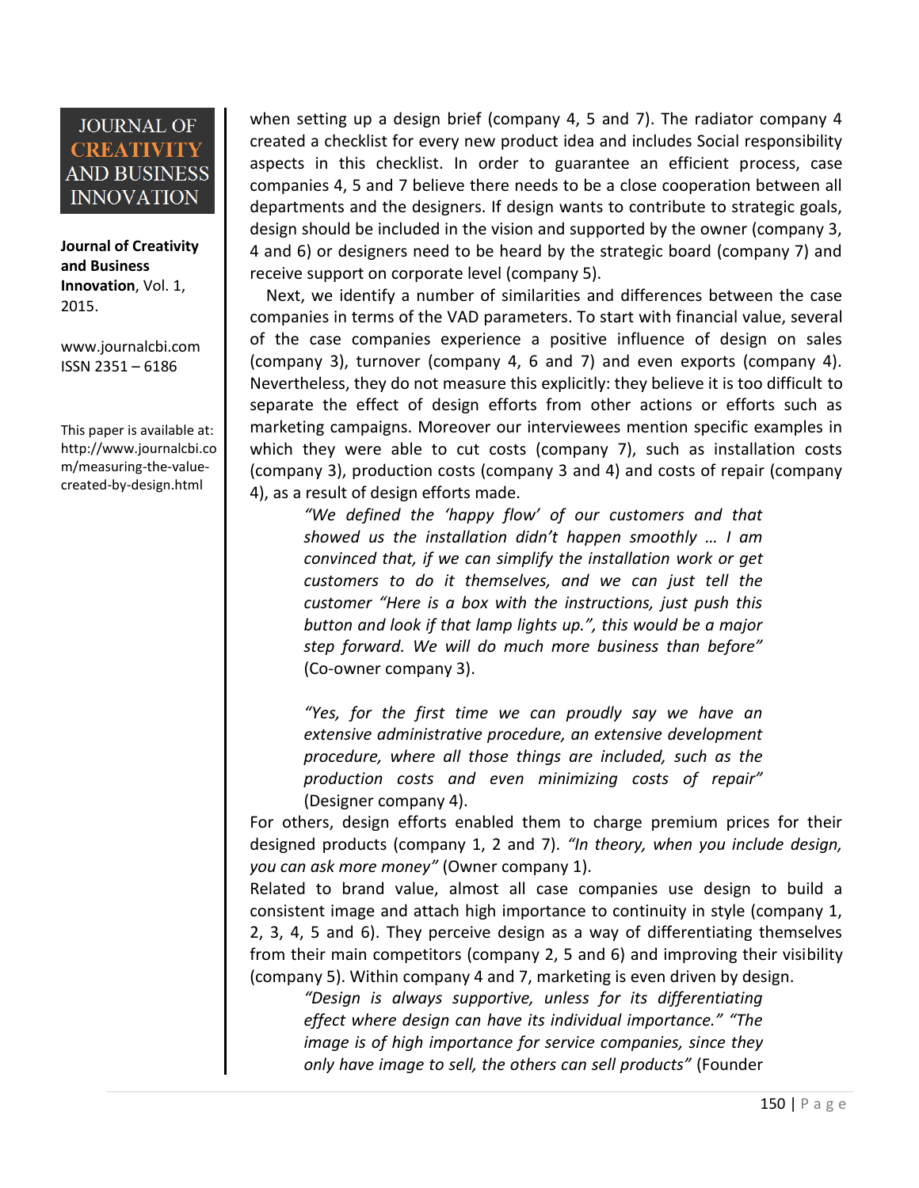when setting up a design brief (company 4, 5 and 7). The radiator company 4 created a checklist for every new product idea and includes Social responsibility aspects in this checklist. In order to guarantee an efficient process, case companies 4, 5 and 7 believe there needs to be a close cooperation between all departments and the designers. If design wants to contribute to strategic goals, design should be included in the vision and supported by the owner (company 3, 4 and 6) or designers need to be heard by the strategic board (company 7) and receive support on corporate level (company 5).

Next, we identify a number of similarities and differences between the case companies in terms of the VAD parameters. To start with financial value, several of the case companies experience a positive influence of design on sales (company 3), turnover (company 4, 6 and 7) and even exports (company 4). Nevertheless, they do not measure this explicitly: they believe it is too difficult to separate the effect of design efforts from other actions or efforts such as marketing campaigns. Moreover our interviewees mention specific examples in which they were able to cut costs (company 7), such as installation costs (company 3), production costs (company 3 and 4) and costs of repair (company 4), as a result of design efforts made.

> *"We defined the 'happy flow' of our customers and that showed us the installation didn't happen smoothly … I am convinced that, if we can simplify the installation work or get customers to do it themselves, and we can just tell the customer "Here is a box with the instructions, just push this button and look if that lamp lights up.", this would be a major step forward. We will do much more business than before"* (Co-owner company 3).
>
> *"Yes, for the first time we can proudly say we have an extensive administrative procedure, an extensive development procedure, where all those things are included, such as the production costs and even minimizing costs of repair"* (Designer company 4).

For others, design efforts enabled them to charge premium prices for their designed products (company 1, 2 and 7). *"In theory, when you include design, you can ask more money"* (Owner company 1).

Related to brand value, almost all case companies use design to build a consistent image and attach high importance to continuity in style (company 1, 2, 3, 4, 5 and 6). They perceive design as a way of differentiating themselves from their main competitors (company 2, 5 and 6) and improving their visibility (company 5). Within company 4 and 7, marketing is even driven by design.

> *"Design is always supportive, unless for its differentiating effect where design can have its individual importance." "The image is of high importance for service companies, since they only have image to sell, the others can sell products"* (Founder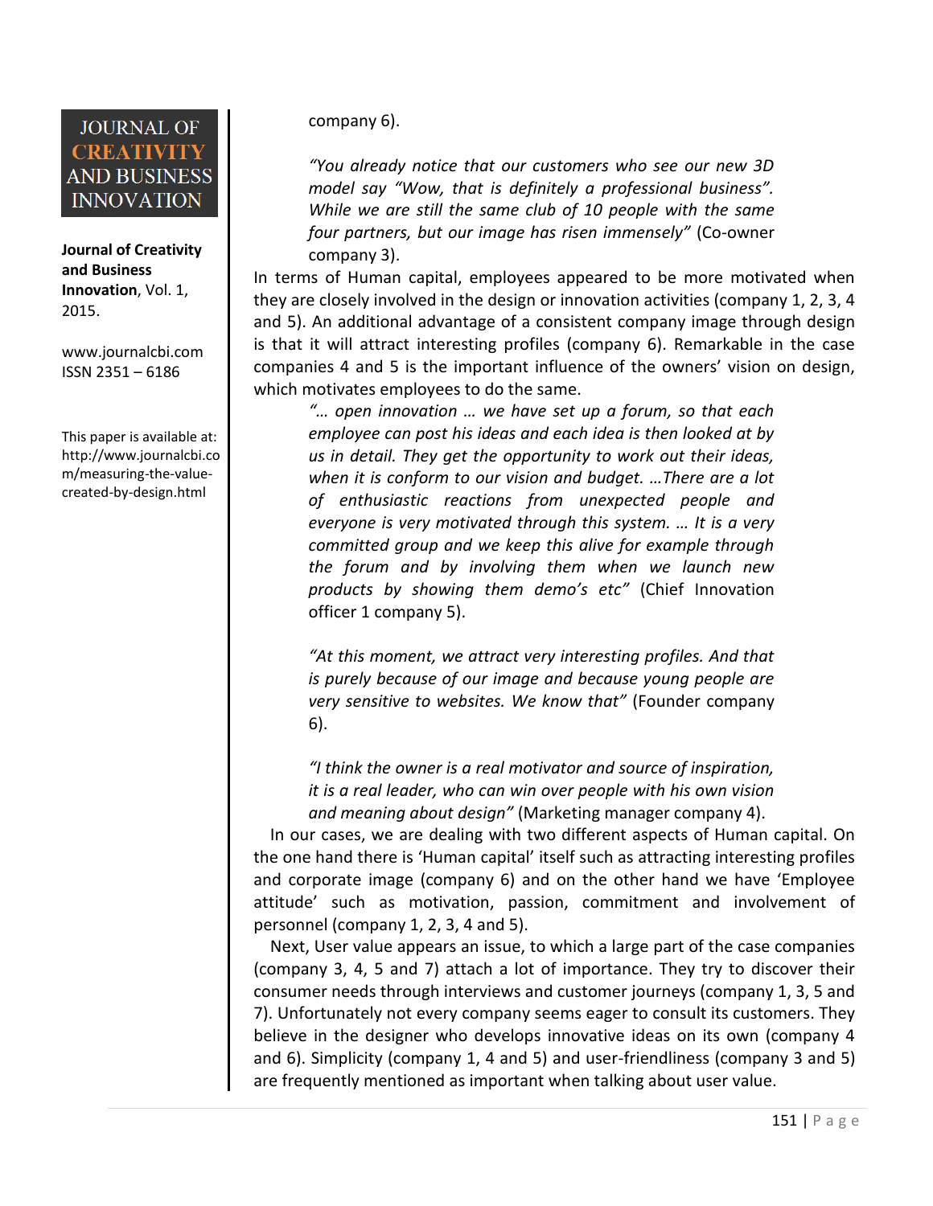company 6).

> *"You already notice that our customers who see our new 3D model say "Wow, that is definitely a professional business". While we are still the same club of 10 people with the same four partners, but our image has risen immensely"* (Co-owner company 3).

In terms of Human capital, employees appeared to be more motivated when they are closely involved in the design or innovation activities (company 1, 2, 3, 4 and 5). An additional advantage of a consistent company image through design is that it will attract interesting profiles (company 6). Remarkable in the case companies 4 and 5 is the important influence of the owners' vision on design, which motivates employees to do the same.

> *"… open innovation … we have set up a forum, so that each employee can post his ideas and each idea is then looked at by us in detail. They get the opportunity to work out their ideas, when it is conform to our vision and budget. …There are a lot of enthusiastic reactions from unexpected people and everyone is very motivated through this system. … It is a very committed group and we keep this alive for example through the forum and by involving them when we launch new products by showing them demo's etc"* (Chief Innovation officer 1 company 5).

> *"At this moment, we attract very interesting profiles. And that is purely because of our image and because young people are very sensitive to websites. We know that"* (Founder company 6).

> *"I think the owner is a real motivator and source of inspiration, it is a real leader, who can win over people with his own vision and meaning about design"* (Marketing manager company 4).

In our cases, we are dealing with two different aspects of Human capital. On the one hand there is 'Human capital' itself such as attracting interesting profiles and corporate image (company 6) and on the other hand we have 'Employee attitude' such as motivation, passion, commitment and involvement of personnel (company 1, 2, 3, 4 and 5).

Next, User value appears an issue, to which a large part of the case companies (company 3, 4, 5 and 7) attach a lot of importance. They try to discover their consumer needs through interviews and customer journeys (company 1, 3, 5 and 7). Unfortunately not every company seems eager to consult its customers. They believe in the designer who develops innovative ideas on its own (company 4 and 6). Simplicity (company 1, 4 and 5) and user-friendliness (company 3 and 5) are frequently mentioned as important when talking about user value.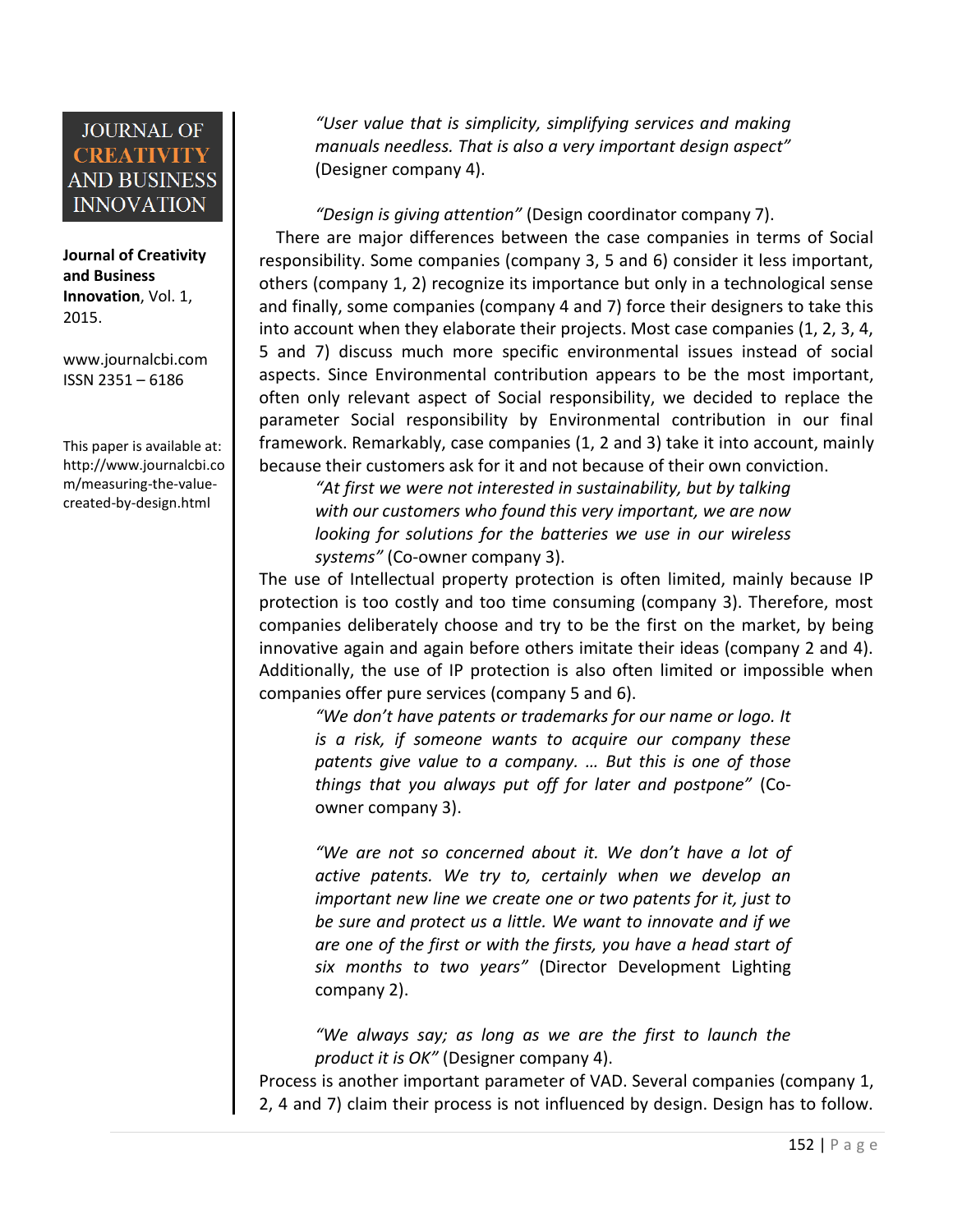*"User value that is simplicity, simplifying services and making manuals needless. That is also a very important design aspect"* (Designer company 4).

*"Design is giving attention"* (Design coordinator company 7).

There are major differences between the case companies in terms of Social responsibility. Some companies (company 3, 5 and 6) consider it less important, others (company 1, 2) recognize its importance but only in a technological sense and finally, some companies (company 4 and 7) force their designers to take this into account when they elaborate their projects. Most case companies (1, 2, 3, 4, 5 and 7) discuss much more specific environmental issues instead of social aspects. Since Environmental contribution appears to be the most important, often only relevant aspect of Social responsibility, we decided to replace the parameter Social responsibility by Environmental contribution in our final framework. Remarkably, case companies (1, 2 and 3) take it into account, mainly because their customers ask for it and not because of their own conviction.

> *"At first we were not interested in sustainability, but by talking with our customers who found this very important, we are now looking for solutions for the batteries we use in our wireless systems"* (Co-owner company 3).

The use of Intellectual property protection is often limited, mainly because IP protection is too costly and too time consuming (company 3). Therefore, most companies deliberately choose and try to be the first on the market, by being innovative again and again before others imitate their ideas (company 2 and 4). Additionally, the use of IP protection is also often limited or impossible when companies offer pure services (company 5 and 6).

> *"We don't have patents or trademarks for our name or logo. It is a risk, if someone wants to acquire our company these patents give value to a company. … But this is one of those things that you always put off for later and postpone"* (Co-owner company 3).

> *"We are not so concerned about it. We don't have a lot of active patents. We try to, certainly when we develop an important new line we create one or two patents for it, just to be sure and protect us a little. We want to innovate and if we are one of the first or with the firsts, you have a head start of six months to two years"* (Director Development Lighting company 2).

> *"We always say; as long as we are the first to launch the product it is OK"* (Designer company 4).

Process is another important parameter of VAD. Several companies (company 1, 2, 4 and 7) claim their process is not influenced by design. Design has to follow.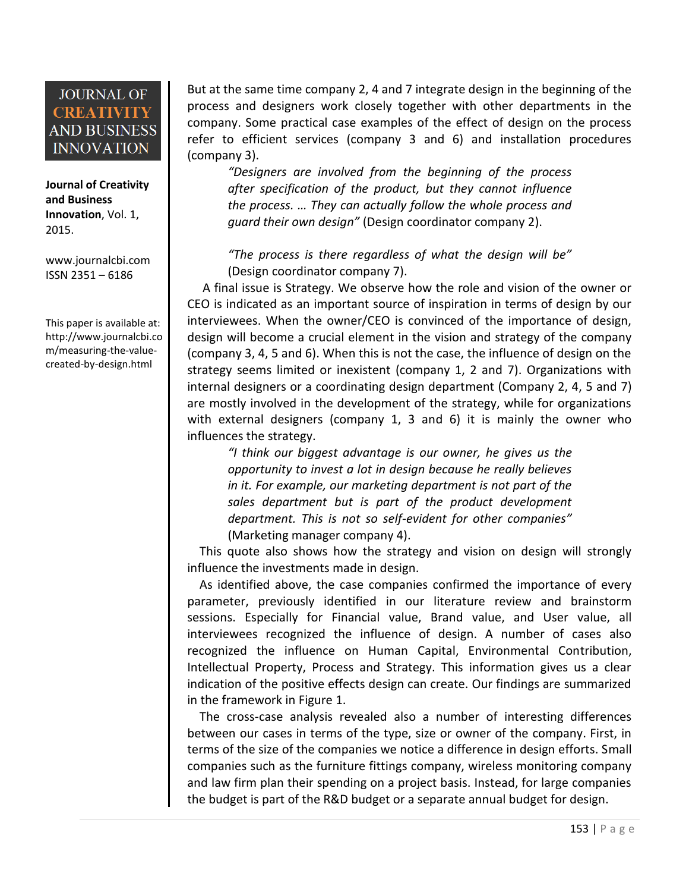But at the same time company 2, 4 and 7 integrate design in the beginning of the process and designers work closely together with other departments in the company. Some practical case examples of the effect of design on the process refer to efficient services (company 3 and 6) and installation procedures (company 3).

> *"Designers are involved from the beginning of the process after specification of the product, but they cannot influence the process. … They can actually follow the whole process and guard their own design"* (Design coordinator company 2).
>
> *"The process is there regardless of what the design will be"* (Design coordinator company 7).

A final issue is Strategy. We observe how the role and vision of the owner or CEO is indicated as an important source of inspiration in terms of design by our interviewees. When the owner/CEO is convinced of the importance of design, design will become a crucial element in the vision and strategy of the company (company 3, 4, 5 and 6). When this is not the case, the influence of design on the strategy seems limited or inexistent (company 1, 2 and 7). Organizations with internal designers or a coordinating design department (Company 2, 4, 5 and 7) are mostly involved in the development of the strategy, while for organizations with external designers (company 1, 3 and 6) it is mainly the owner who influences the strategy.

> *"I think our biggest advantage is our owner, he gives us the opportunity to invest a lot in design because he really believes in it. For example, our marketing department is not part of the sales department but is part of the product development department. This is not so self-evident for other companies"* (Marketing manager company 4).

This quote also shows how the strategy and vision on design will strongly influence the investments made in design.

As identified above, the case companies confirmed the importance of every parameter, previously identified in our literature review and brainstorm sessions. Especially for Financial value, Brand value, and User value, all interviewees recognized the influence of design. A number of cases also recognized the influence on Human Capital, Environmental Contribution, Intellectual Property, Process and Strategy. This information gives us a clear indication of the positive effects design can create. Our findings are summarized in the framework in Figure 1.

The cross-case analysis revealed also a number of interesting differences between our cases in terms of the type, size or owner of the company. First, in terms of the size of the companies we notice a difference in design efforts. Small companies such as the furniture fittings company, wireless monitoring company and law firm plan their spending on a project basis. Instead, for large companies the budget is part of the R&D budget or a separate annual budget for design.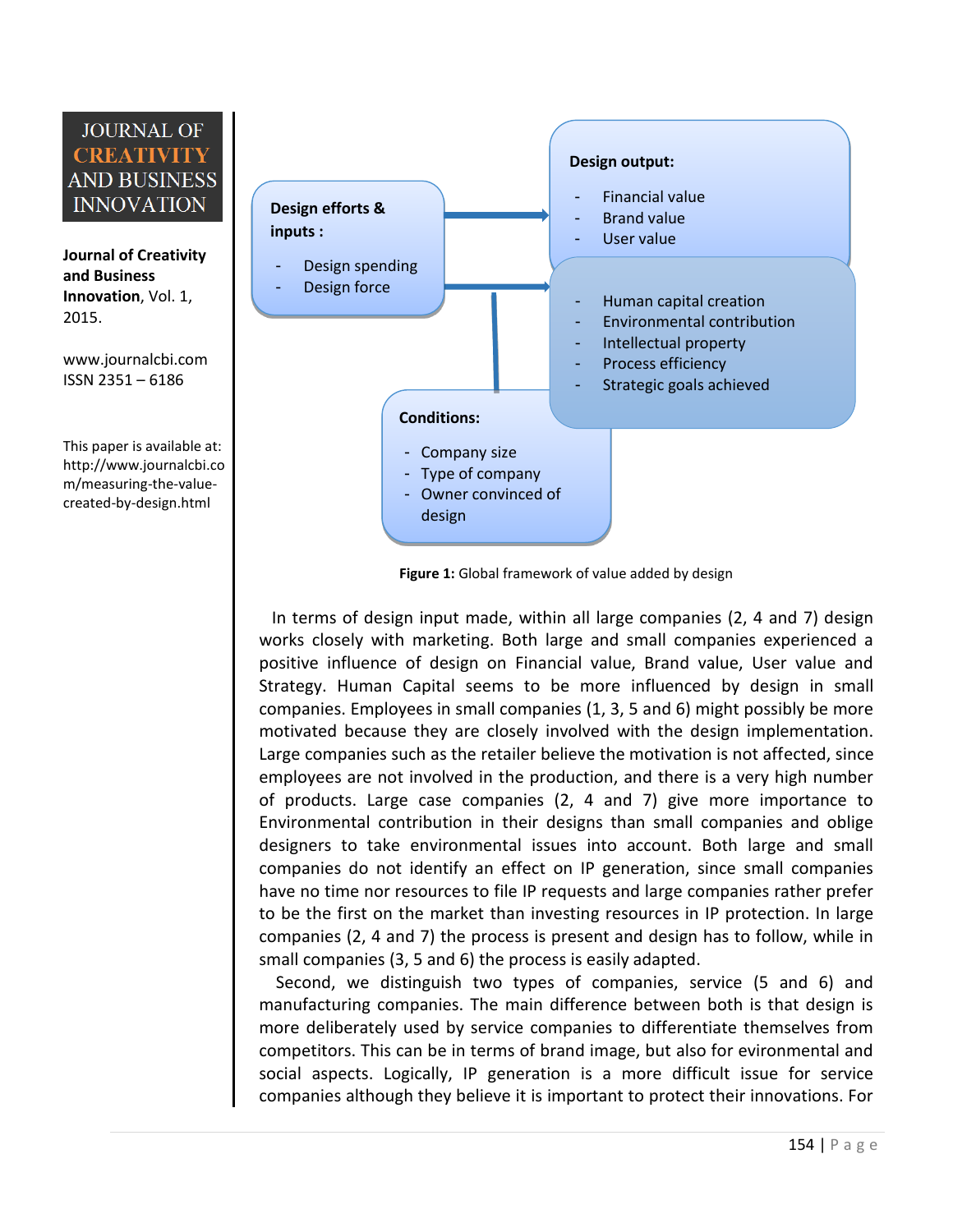**Design efforts & inputs :**

- Design spending
- Design force

**Design output:**

- Financial value
- Brand value
- User value
- Human capital creation
- Environmental contribution
- Intellectual property
- Process efficiency
- Strategic goals achieved

**Conditions:**

- Company size
- Type of company
- Owner convinced of design

**Figure 1:** Global framework of value added by design

In terms of design input made, within all large companies (2, 4 and 7) design works closely with marketing. Both large and small companies experienced a positive influence of design on Financial value, Brand value, User value and Strategy. Human Capital seems to be more influenced by design in small companies. Employees in small companies (1, 3, 5 and 6) might possibly be more motivated because they are closely involved with the design implementation. Large companies such as the retailer believe the motivation is not affected, since employees are not involved in the production, and there is a very high number of products. Large case companies (2, 4 and 7) give more importance to Environmental contribution in their designs than small companies and oblige designers to take environmental issues into account. Both large and small companies do not identify an effect on IP generation, since small companies have no time nor resources to file IP requests and large companies rather prefer to be the first on the market than investing resources in IP protection. In large companies (2, 4 and 7) the process is present and design has to follow, while in small companies (3, 5 and 6) the process is easily adapted.

Second, we distinguish two types of companies, service (5 and 6) and manufacturing companies. The main difference between both is that design is more deliberately used by service companies to differentiate themselves from competitors. This can be in terms of brand image, but also for eivronmental and social aspects. Logically, IP generation is a more difficult issue for service companies although they believe it is important to protect their innovations. For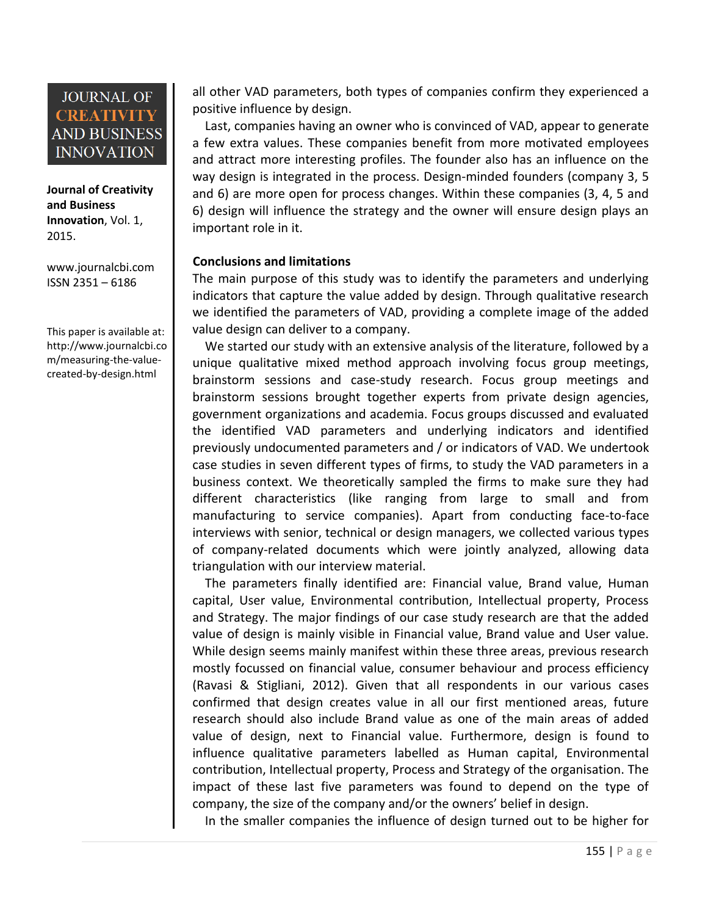all other VAD parameters, both types of companies confirm they experienced a positive influence by design.

Last, companies having an owner who is convinced of VAD, appear to generate a few extra values. These companies benefit from more motivated employees and attract more interesting profiles. The founder also has an influence on the way design is integrated in the process. Design-minded founders (company 3, 5 and 6) are more open for process changes. Within these companies (3, 4, 5 and 6) design will influence the strategy and the owner will ensure design plays an important role in it.

**Conclusions and limitations**

The main purpose of this study was to identify the parameters and underlying indicators that capture the value added by design. Through qualitative research we identified the parameters of VAD, providing a complete image of the added value design can deliver to a company.

We started our study with an extensive analysis of the literature, followed by a unique qualitative mixed method approach involving focus group meetings, brainstorm sessions and case-study research. Focus group meetings and brainstorm sessions brought together experts from private design agencies, government organizations and academia. Focus groups discussed and evaluated the identified VAD parameters and underlying indicators and identified previously undocumented parameters and / or indicators of VAD. We undertook case studies in seven different types of firms, to study the VAD parameters in a business context. We theoretically sampled the firms to make sure they had different characteristics (like ranging from large to small and from manufacturing to service companies). Apart from conducting face-to-face interviews with senior, technical or design managers, we collected various types of company-related documents which were jointly analyzed, allowing data triangulation with our interview material.

The parameters finally identified are: Financial value, Brand value, Human capital, User value, Environmental contribution, Intellectual property, Process and Strategy. The major findings of our case study research are that the added value of design is mainly visible in Financial value, Brand value and User value. While design seems mainly manifest within these three areas, previous research mostly focussed on financial value, consumer behaviour and process efficiency (Ravasi & Stigliani, 2012). Given that all respondents in our various cases confirmed that design creates value in all our first mentioned areas, future research should also include Brand value as one of the main areas of added value of design, next to Financial value. Furthermore, design is found to influence qualitative parameters labelled as Human capital, Environmental contribution, Intellectual property, Process and Strategy of the organisation. The impact of these last five parameters was found to depend on the type of company, the size of the company and/or the owners' belief in design.

In the smaller companies the influence of design turned out to be higher for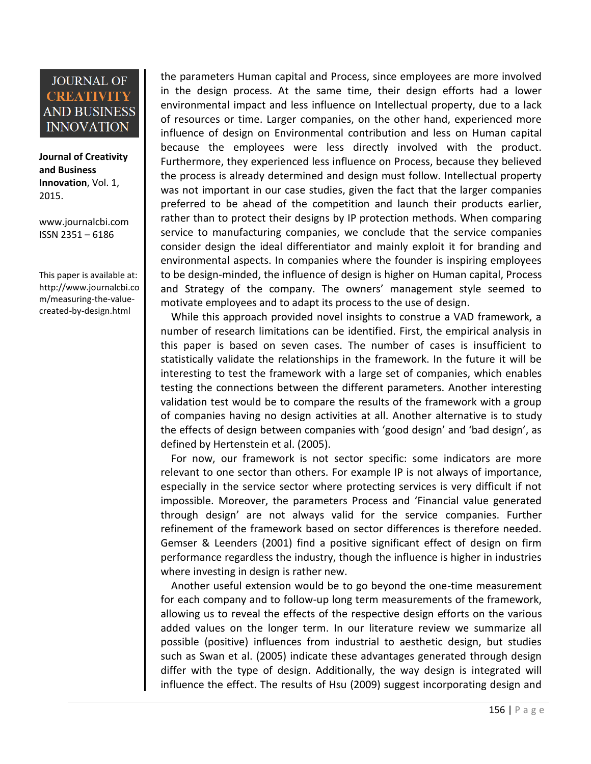the parameters Human capital and Process, since employees are more involved in the design process. At the same time, their design efforts had a lower environmental impact and less influence on Intellectual property, due to a lack of resources or time. Larger companies, on the other hand, experienced more influence of design on Environmental contribution and less on Human capital because the employees were less directly involved with the product. Furthermore, they experienced less influence on Process, because they believed the process is already determined and design must follow. Intellectual property was not important in our case studies, given the fact that the larger companies preferred to be ahead of the competition and launch their products earlier, rather than to protect their designs by IP protection methods. When comparing service to manufacturing companies, we conclude that the service companies consider design the ideal differentiator and mainly exploit it for branding and environmental aspects. In companies where the founder is inspiring employees to be design-minded, the influence of design is higher on Human capital, Process and Strategy of the company. The owners' management style seemed to motivate employees and to adapt its process to the use of design.

While this approach provided novel insights to construe a VAD framework, a number of research limitations can be identified. First, the empirical analysis in this paper is based on seven cases. The number of cases is insufficient to statistically validate the relationships in the framework. In the future it will be interesting to test the framework with a large set of companies, which enables testing the connections between the different parameters. Another interesting validation test would be to compare the results of the framework with a group of companies having no design activities at all. Another alternative is to study the effects of design between companies with 'good design' and 'bad design', as defined by Hertenstein et al. (2005).

For now, our framework is not sector specific: some indicators are more relevant to one sector than others. For example IP is not always of importance, especially in the service sector where protecting services is very difficult if not impossible. Moreover, the parameters Process and 'Financial value generated through design' are not always valid for the service companies. Further refinement of the framework based on sector differences is therefore needed. Gemser & Leenders (2001) find a positive significant effect of design on firm performance regardless the industry, though the influence is higher in industries where investing in design is rather new.

Another useful extension would be to go beyond the one-time measurement for each company and to follow-up long term measurements of the framework, allowing us to reveal the effects of the respective design efforts on the various added values on the longer term. In our literature review we summarize all possible (positive) influences from industrial to aesthetic design, but studies such as Swan et al. (2005) indicate these advantages generated through design differ with the type of design. Additionally, the way design is integrated will influence the effect. The results of Hsu (2009) suggest incorporating design and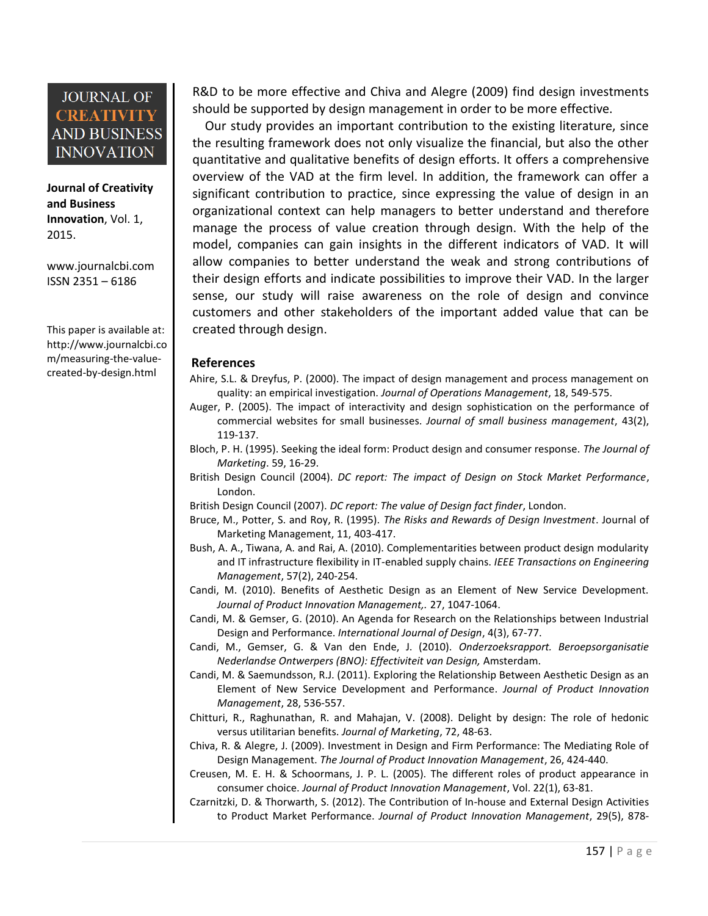R&D to be more effective and Chiva and Alegre (2009) find design investments should be supported by design management in order to be more effective.

Our study provides an important contribution to the existing literature, since the resulting framework does not only visualize the financial, but also the other quantitative and qualitative benefits of design efforts. It offers a comprehensive overview of the VAD at the firm level. In addition, the framework can offer a significant contribution to practice, since expressing the value of design in an organizational context can help managers to better understand and therefore manage the process of value creation through design. With the help of the model, companies can gain insights in the different indicators of VAD. It will allow companies to better understand the weak and strong contributions of their design efforts and indicate possibilities to improve their VAD. In the larger sense, our study will raise awareness on the role of design and convince customers and other stakeholders of the important added value that can be created through design.

## References

Ahire, S.L. & Dreyfus, P. (2000). The impact of design management and process management on quality: an empirical investigation. *Journal of Operations Management*, 18, 549-575.

Auger, P. (2005). The impact of interactivity and design sophistication on the performance of commercial websites for small businesses. *Journal of small business management*, 43(2), 119-137.

Bloch, P. H. (1995). Seeking the ideal form: Product design and consumer response. *The Journal of Marketing*. 59, 16-29.

British Design Council (2004). *DC report: The impact of Design on Stock Market Performance*, London.

British Design Council (2007). *DC report: The value of Design fact finder*, London.

Bruce, M., Potter, S. and Roy, R. (1995). *The Risks and Rewards of Design Investment*. Journal of Marketing Management, 11, 403-417.

Bush, A. A., Tiwana, A. and Rai, A. (2010). Complementarities between product design modularity and IT infrastructure flexibility in IT-enabled supply chains. *IEEE Transactions on Engineering Management*, 57(2), 240-254.

Candi, M. (2010). Benefits of Aesthetic Design as an Element of New Service Development. *Journal of Product Innovation Management,.* 27, 1047-1064.

Candi, M. & Gemser, G. (2010). An Agenda for Research on the Relationships between Industrial Design and Performance. *International Journal of Design*, 4(3), 67-77.

Candi, M., Gemser, G. & Van den Ende, J. (2010). *Onderzoeksrapport. Beroepsorganisatie Nederlandse Ontwerpers (BNO): Effectiviteit van Design,* Amsterdam.

Candi, M. & Saemundsson, R.J. (2011). Exploring the Relationship Between Aesthetic Design as an Element of New Service Development and Performance. *Journal of Product Innovation Management*, 28, 536-557.

Chitturi, R., Raghunathan, R. and Mahajan, V. (2008). Delight by design: The role of hedonic versus utilitarian benefits. *Journal of Marketing*, 72, 48-63.

Chiva, R. & Alegre, J. (2009). Investment in Design and Firm Performance: The Mediating Role of Design Management. *The Journal of Product Innovation Management*, 26, 424-440.

Creusen, M. E. H. & Schoormans, J. P. L. (2005). The different roles of product appearance in consumer choice. *Journal of Product Innovation Management*, Vol. 22(1), 63-81.

Czarnitzki, D. & Thorwarth, S. (2012). The Contribution of In-house and External Design Activities to Product Market Performance. *Journal of Product Innovation Management*, 29(5), 878-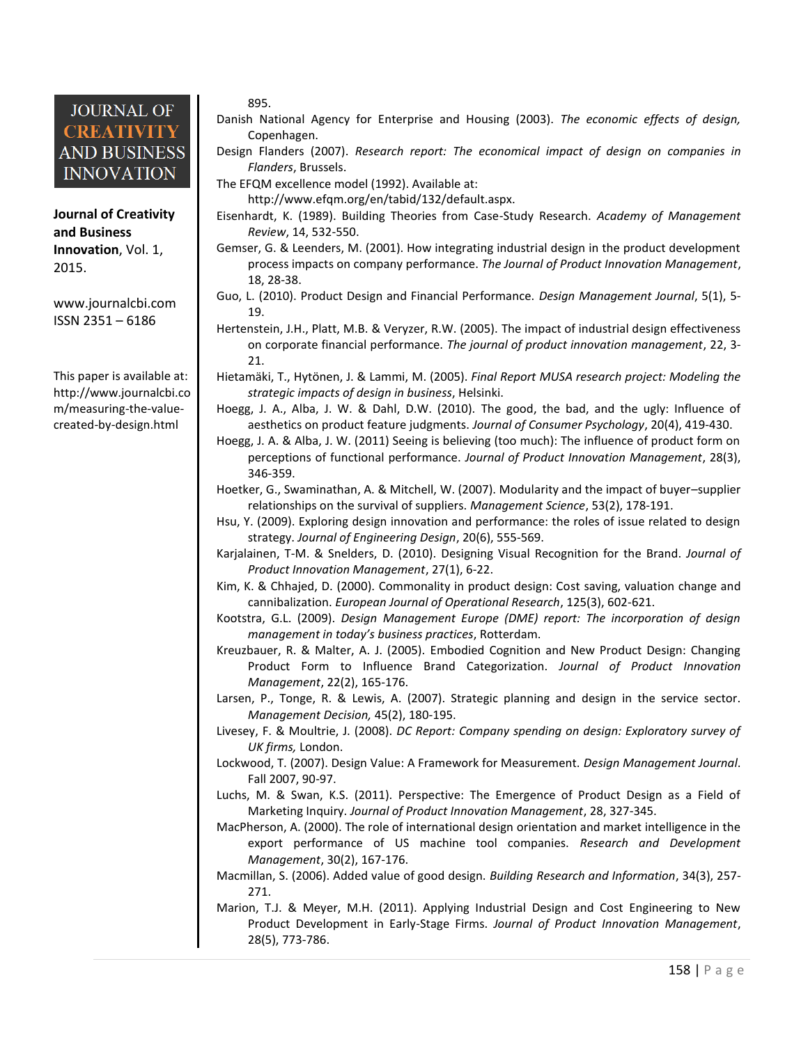895.

Danish National Agency for Enterprise and Housing (2003). *The economic effects of design,* Copenhagen.

Design Flanders (2007). *Research report: The economical impact of design on companies in Flanders*, Brussels.

The EFQM excellence model (1992). Available at: http://www.efqm.org/en/tabid/132/default.aspx.

Eisenhardt, K. (1989). Building Theories from Case-Study Research. *Academy of Management Review*, 14, 532-550.

Gemser, G. & Leenders, M. (2001). How integrating industrial design in the product development process impacts on company performance. *The Journal of Product Innovation Management*, 18, 28-38.

Guo, L. (2010). Product Design and Financial Performance. *Design Management Journal*, 5(1), 5-19.

Hertenstein, J.H., Platt, M.B. & Veryzer, R.W. (2005). The impact of industrial design effectiveness on corporate financial performance. *The journal of product innovation management*, 22, 3-21.

Hietamäki, T., Hytönen, J. & Lammi, M. (2005). *Final Report MUSA research project: Modeling the strategic impacts of design in business*, Helsinki.

Hoegg, J. A., Alba, J. W. & Dahl, D.W. (2010). The good, the bad, and the ugly: Influence of aesthetics on product feature judgments. *Journal of Consumer Psychology*, 20(4), 419-430.

Hoegg, J. A. & Alba, J. W. (2011) Seeing is believing (too much): The influence of product form on perceptions of functional performance. *Journal of Product Innovation Management*, 28(3), 346-359.

Hoetker, G., Swaminathan, A. & Mitchell, W. (2007). Modularity and the impact of buyer–supplier relationships on the survival of suppliers. *Management Science*, 53(2), 178-191.

Hsu, Y. (2009). Exploring design innovation and performance: the roles of issue related to design strategy. *Journal of Engineering Design*, 20(6), 555-569.

Karjalainen, T-M. & Snelders, D. (2010). Designing Visual Recognition for the Brand. *Journal of Product Innovation Management*, 27(1), 6-22.

Kim, K. & Chhajed, D. (2000). Commonality in product design: Cost saving, valuation change and cannibalization. *European Journal of Operational Research*, 125(3), 602-621.

Kootstra, G.L. (2009). *Design Management Europe (DME) report: The incorporation of design management in today's business practices*, Rotterdam.

Kreuzbauer, R. & Malter, A. J. (2005). Embodied Cognition and New Product Design: Changing Product Form to Influence Brand Categorization. *Journal of Product Innovation Management*, 22(2), 165-176.

Larsen, P., Tonge, R. & Lewis, A. (2007). Strategic planning and design in the service sector. *Management Decision,* 45(2), 180-195.

Livesey, F. & Moultrie, J. (2008). *DC Report: Company spending on design: Exploratory survey of UK firms,* London.

Lockwood, T. (2007). Design Value: A Framework for Measurement. *Design Management Journal*. Fall 2007, 90-97.

Luchs, M. & Swan, K.S. (2011). Perspective: The Emergence of Product Design as a Field of Marketing Inquiry. *Journal of Product Innovation Management*, 28, 327-345.

MacPherson, A. (2000). The role of international design orientation and market intelligence in the export performance of US machine tool companies. *Research and Development Management*, 30(2), 167-176.

Macmillan, S. (2006). Added value of good design. *Building Research and Information*, 34(3), 257-271.

Marion, T.J. & Meyer, M.H. (2011). Applying Industrial Design and Cost Engineering to New Product Development in Early-Stage Firms. *Journal of Product Innovation Management*, 28(5), 773-786.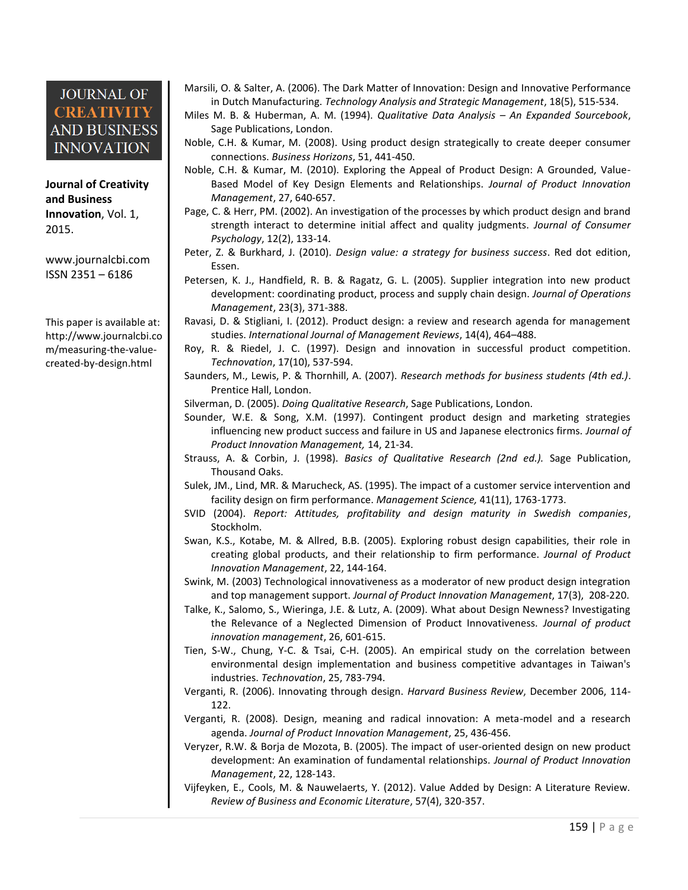Marsili, O. & Salter, A. (2006). The Dark Matter of Innovation: Design and Innovative Performance in Dutch Manufacturing. *Technology Analysis and Strategic Management*, 18(5), 515-534.

Miles M. B. & Huberman, A. M. (1994). *Qualitative Data Analysis – An Expanded Sourcebook*, Sage Publications, London.

Noble, C.H. & Kumar, M. (2008). Using product design strategically to create deeper consumer connections. *Business Horizons*, 51, 441-450.

Noble, C.H. & Kumar, M. (2010). Exploring the Appeal of Product Design: A Grounded, Value-Based Model of Key Design Elements and Relationships. *Journal of Product Innovation Management*, 27, 640-657.

Page, C. & Herr, PM. (2002). An investigation of the processes by which product design and brand strength interact to determine initial affect and quality judgments. *Journal of Consumer Psychology*, 12(2), 133-14.

Peter, Z. & Burkhard, J. (2010). *Design value: a strategy for business success*. Red dot edition, Essen.

Petersen, K. J., Handfield, R. B. & Ragatz, G. L. (2005). Supplier integration into new product development: coordinating product, process and supply chain design. *Journal of Operations Management*, 23(3), 371-388.

Ravasi, D. & Stigliani, I. (2012). Product design: a review and research agenda for management studies. *International Journal of Management Reviews*, 14(4), 464–488.

Roy, R. & Riedel, J. C. (1997). Design and innovation in successful product competition. *Technovation*, 17(10), 537-594.

Saunders, M., Lewis, P. & Thornhill, A. (2007). *Research methods for business students (4th ed.)*. Prentice Hall, London.

Silverman, D. (2005). *Doing Qualitative Research*, Sage Publications, London.

Sounder, W.E. & Song, X.M. (1997). Contingent product design and marketing strategies influencing new product success and failure in US and Japanese electronics firms. *Journal of Product Innovation Management,* 14, 21-34.

Strauss, A. & Corbin, J. (1998). *Basics of Qualitative Research (2nd ed.).* Sage Publication, Thousand Oaks.

Sulek, JM., Lind, MR. & Marucheck, AS. (1995). The impact of a customer service intervention and facility design on firm performance. *Management Science,* 41(11), 1763-1773.

SVID (2004). *Report: Attitudes, profitability and design maturity in Swedish companies*, Stockholm.

Swan, K.S., Kotabe, M. & Allred, B.B. (2005). Exploring robust design capabilities, their role in creating global products, and their relationship to firm performance. *Journal of Product Innovation Management*, 22, 144-164.

Swink, M. (2003) Technological innovativeness as a moderator of new product design integration and top management support. *Journal of Product Innovation Management*, 17(3), 208-220.

Talke, K., Salomo, S., Wieringa, J.E. & Lutz, A. (2009). What about Design Newness? Investigating the Relevance of a Neglected Dimension of Product Innovativeness. *Journal of product innovation management*, 26, 601-615.

Tien, S-W., Chung, Y-C. & Tsai, C-H. (2005). An empirical study on the correlation between environmental design implementation and business competitive advantages in Taiwan's industries. *Technovation*, 25, 783-794.

Verganti, R. (2006). Innovating through design. *Harvard Business Review*, December 2006, 114-122.

Verganti, R. (2008). Design, meaning and radical innovation: A meta-model and a research agenda. *Journal of Product Innovation Management*, 25, 436-456.

Veryzer, R.W. & Borja de Mozota, B. (2005). The impact of user-oriented design on new product development: An examination of fundamental relationships. *Journal of Product Innovation Management*, 22, 128-143.

Vijfeyken, E., Cools, M. & Nauwelaerts, Y. (2012). Value Added by Design: A Literature Review. *Review of Business and Economic Literature*, 57(4), 320-357.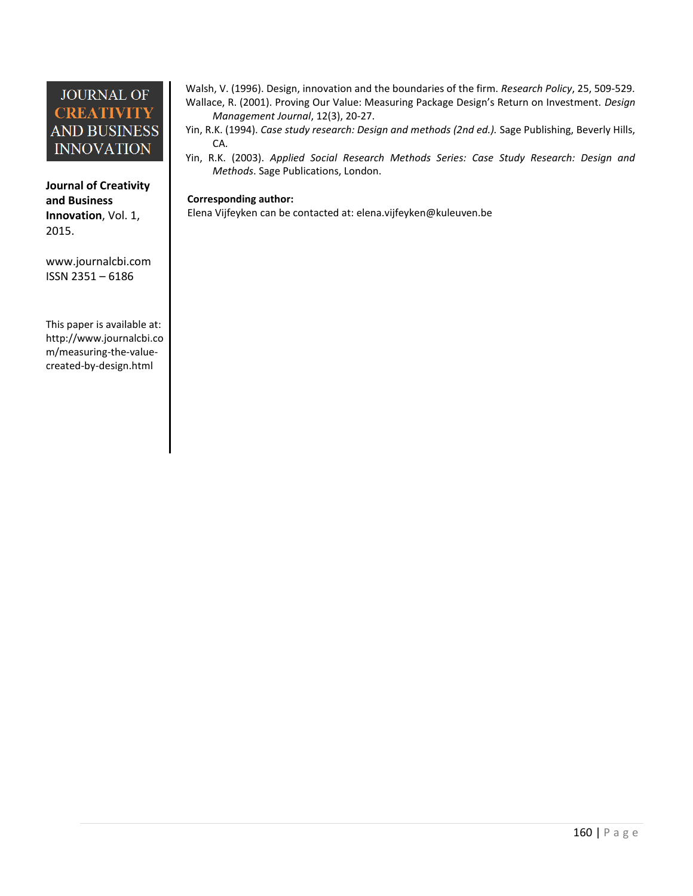Walsh, V. (1996). Design, innovation and the boundaries of the firm. *Research Policy*, 25, 509-529.

Wallace, R. (2001). Proving Our Value: Measuring Package Design's Return on Investment. *Design Management Journal*, 12(3), 20-27.

Yin, R.K. (1994). *Case study research: Design and methods (2nd ed.).* Sage Publishing, Beverly Hills, CA.

Yin, R.K. (2003). *Applied Social Research Methods Series: Case Study Research: Design and Methods*. Sage Publications, London.

**Corresponding author:**

Elena Vijfeyken can be contacted at: elena.vijfeyken@kuleuven.be

This paper is available at: http://www.journalcbi.com/measuring-the-value-created-by-design.html